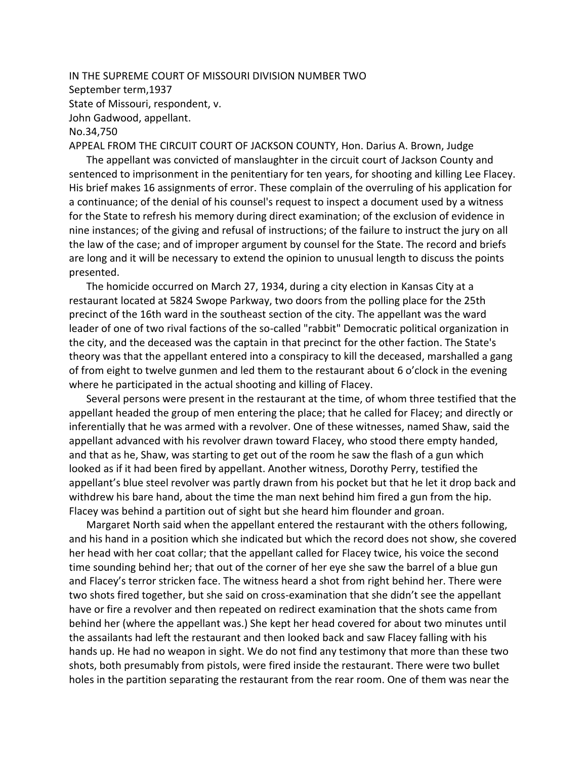IN THE SUPREME COURT OF MISSOURI DIVISION NUMBER TWO

September term,1937

State of Missouri, respondent, v.

John Gadwood, appellant.

No.34,750

APPEAL FROM THE CIRCUIT COURT OF JACKSON COUNTY, Hon. Darius A. Brown, Judge

The appellant was convicted of manslaughter in the circuit court of Jackson County and sentenced to imprisonment in the penitentiary for ten years, for shooting and killing Lee Flacey. His brief makes 16 assignments of error. These complain of the overruling of his application for a continuance; of the denial of his counsel's request to inspect a document used by a witness for the State to refresh his memory during direct examination; of the exclusion of evidence in nine instances; of the giving and refusal of instructions; of the failure to instruct the jury on all the law of the case; and of improper argument by counsel for the State. The record and briefs are long and it will be necessary to extend the opinion to unusual length to discuss the points presented.

The homicide occurred on March 27, 1934, during a city election in Kansas City at a restaurant located at 5824 Swope Parkway, two doors from the polling place for the 25th precinct of the 16th ward in the southeast section of the city. The appellant was the ward leader of one of two rival factions of the so-called "rabbit" Democratic political organization in the city, and the deceased was the captain in that precinct for the other faction. The State's theory was that the appellant entered into a conspiracy to kill the deceased, marshalled a gang of from eight to twelve gunmen and led them to the restaurant about 6 o'clock in the evening where he participated in the actual shooting and killing of Flacey.

Several persons were present in the restaurant at the time, of whom three testified that the appellant headed the group of men entering the place; that he called for Flacey; and directly or inferentially that he was armed with a revolver. One of these witnesses, named Shaw, said the appellant advanced with his revolver drawn toward Flacey, who stood there empty handed, and that as he, Shaw, was starting to get out of the room he saw the flash of a gun which looked as if it had been fired by appellant. Another witness, Dorothy Perry, testified the appellant's blue steel revolver was partly drawn from his pocket but that he let it drop back and withdrew his bare hand, about the time the man next behind him fired a gun from the hip. Flacey was behind a partition out of sight but she heard him flounder and groan.

Margaret North said when the appellant entered the restaurant with the others following, and his hand in a position which she indicated but which the record does not show, she covered her head with her coat collar; that the appellant called for Flacey twice, his voice the second time sounding behind her; that out of the corner of her eye she saw the barrel of a blue gun and Flacey's terror stricken face. The witness heard a shot from right behind her. There were two shots fired together, but she said on cross-examination that she didn't see the appellant have or fire a revolver and then repeated on redirect examination that the shots came from behind her (where the appellant was.) She kept her head covered for about two minutes until the assailants had left the restaurant and then looked back and saw Flacey falling with his hands up. He had no weapon in sight. We do not find any testimony that more than these two shots, both presumably from pistols, were fired inside the restaurant. There were two bullet holes in the partition separating the restaurant from the rear room. One of them was near the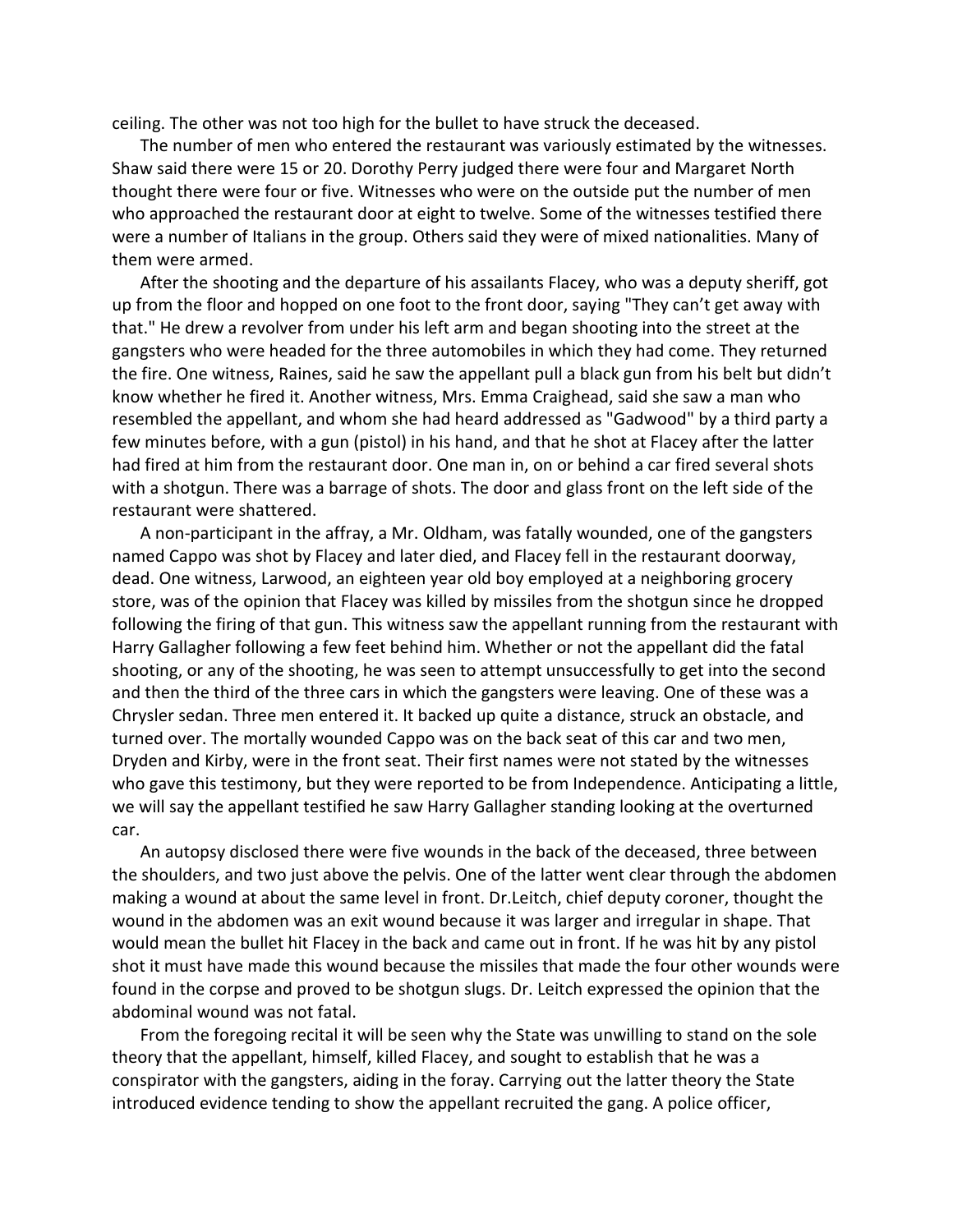ceiling. The other was not too high for the bullet to have struck the deceased.

The number of men who entered the restaurant was variously estimated by the witnesses. Shaw said there were 15 or 20. Dorothy Perry judged there were four and Margaret North thought there were four or five. Witnesses who were on the outside put the number of men who approached the restaurant door at eight to twelve. Some of the witnesses testified there were a number of Italians in the group. Others said they were of mixed nationalities. Many of them were armed.

After the shooting and the departure of his assailants Flacey, who was a deputy sheriff, got up from the floor and hopped on one foot to the front door, saying "They can't get away with that." He drew a revolver from under his left arm and began shooting into the street at the gangsters who were headed for the three automobiles in which they had come. They returned the fire. One witness, Raines, said he saw the appellant pull a black gun from his belt but didn't know whether he fired it. Another witness, Mrs. Emma Craighead, said she saw a man who resembled the appellant, and whom she had heard addressed as "Gadwood" by a third party a few minutes before, with a gun (pistol) in his hand, and that he shot at Flacey after the latter had fired at him from the restaurant door. One man in, on or behind a car fired several shots with a shotgun. There was a barrage of shots. The door and glass front on the left side of the restaurant were shattered.

A non-participant in the affray, a Mr. Oldham, was fatally wounded, one of the gangsters named Cappo was shot by Flacey and later died, and Flacey fell in the restaurant doorway, dead. One witness, Larwood, an eighteen year old boy employed at a neighboring grocery store, was of the opinion that Flacey was killed by missiles from the shotgun since he dropped following the firing of that gun. This witness saw the appellant running from the restaurant with Harry Gallagher following a few feet behind him. Whether or not the appellant did the fatal shooting, or any of the shooting, he was seen to attempt unsuccessfully to get into the second and then the third of the three cars in which the gangsters were leaving. One of these was a Chrysler sedan. Three men entered it. It backed up quite a distance, struck an obstacle, and turned over. The mortally wounded Cappo was on the back seat of this car and two men, Dryden and Kirby, were in the front seat. Their first names were not stated by the witnesses who gave this testimony, but they were reported to be from Independence. Anticipating a little, we will say the appellant testified he saw Harry Gallagher standing looking at the overturned car.

An autopsy disclosed there were five wounds in the back of the deceased, three between the shoulders, and two just above the pelvis. One of the latter went clear through the abdomen making a wound at about the same level in front. Dr.Leitch, chief deputy coroner, thought the wound in the abdomen was an exit wound because it was larger and irregular in shape. That would mean the bullet hit Flacey in the back and came out in front. If he was hit by any pistol shot it must have made this wound because the missiles that made the four other wounds were found in the corpse and proved to be shotgun slugs. Dr. Leitch expressed the opinion that the abdominal wound was not fatal.

From the foregoing recital it will be seen why the State was unwilling to stand on the sole theory that the appellant, himself, killed Flacey, and sought to establish that he was a conspirator with the gangsters, aiding in the foray. Carrying out the latter theory the State introduced evidence tending to show the appellant recruited the gang. A police officer,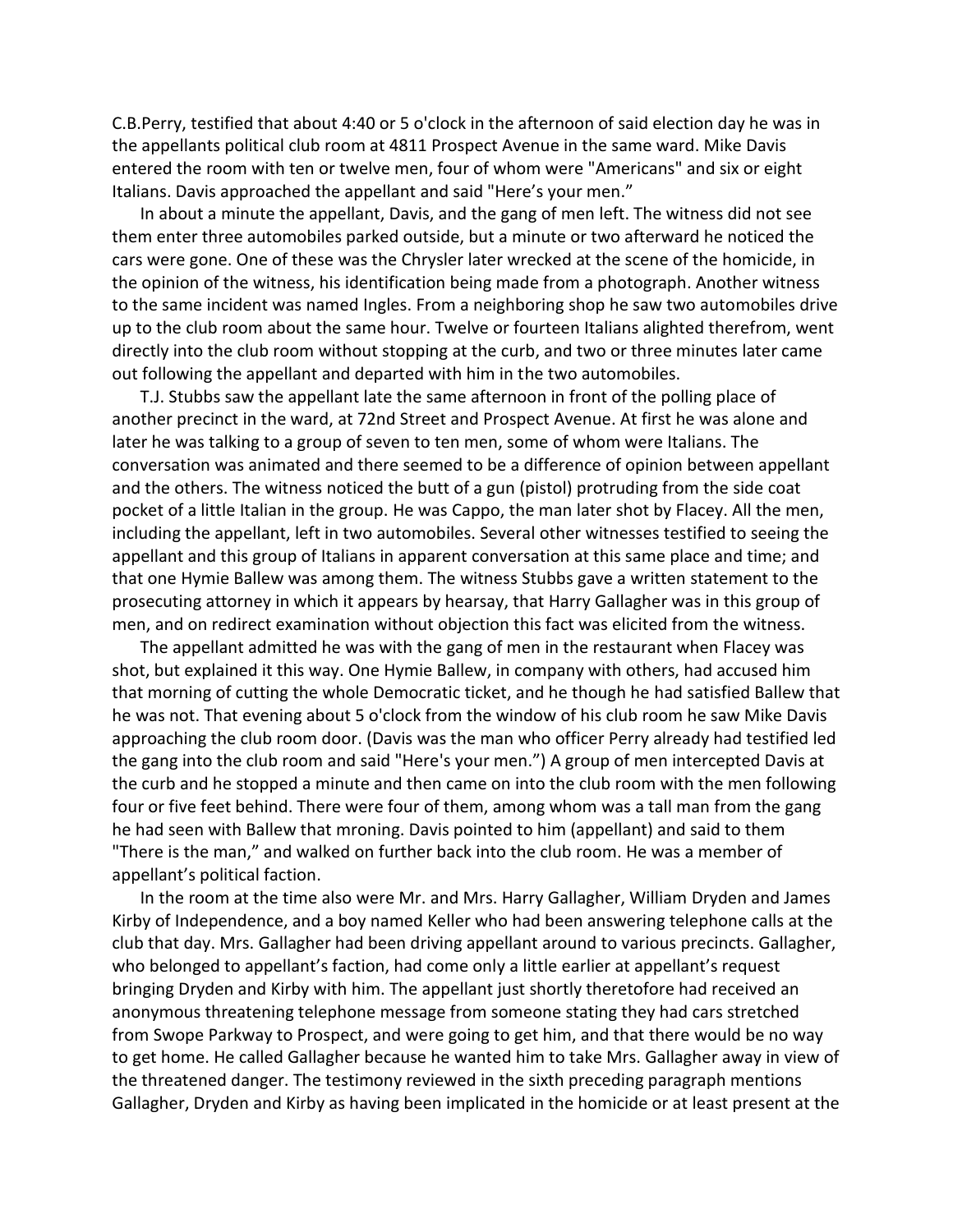C.B.Perry, testified that about 4:40 or 5 o'clock in the afternoon of said election day he was in the appellants political club room at 4811 Prospect Avenue in the same ward. Mike Davis entered the room with ten or twelve men, four of whom were "Americans" and six or eight Italians. Davis approached the appellant and said "Here's your men."

In about a minute the appellant, Davis, and the gang of men left. The witness did not see them enter three automobiles parked outside, but a minute or two afterward he noticed the cars were gone. One of these was the Chrysler later wrecked at the scene of the homicide, in the opinion of the witness, his identification being made from a photograph. Another witness to the same incident was named Ingles. From a neighboring shop he saw two automobiles drive up to the club room about the same hour. Twelve or fourteen Italians alighted therefrom, went directly into the club room without stopping at the curb, and two or three minutes later came out following the appellant and departed with him in the two automobiles.

T.J. Stubbs saw the appellant late the same afternoon in front of the polling place of another precinct in the ward, at 72nd Street and Prospect Avenue. At first he was alone and later he was talking to a group of seven to ten men, some of whom were Italians. The conversation was animated and there seemed to be a difference of opinion between appellant and the others. The witness noticed the butt of a gun (pistol) protruding from the side coat pocket of a little Italian in the group. He was Cappo, the man later shot by Flacey. All the men, including the appellant, left in two automobiles. Several other witnesses testified to seeing the appellant and this group of Italians in apparent conversation at this same place and time; and that one Hymie Ballew was among them. The witness Stubbs gave a written statement to the prosecuting attorney in which it appears by hearsay, that Harry Gallagher was in this group of men, and on redirect examination without objection this fact was elicited from the witness.

The appellant admitted he was with the gang of men in the restaurant when Flacey was shot, but explained it this way. One Hymie Ballew, in company with others, had accused him that morning of cutting the whole Democratic ticket, and he though he had satisfied Ballew that he was not. That evening about 5 o'clock from the window of his club room he saw Mike Davis approaching the club room door. (Davis was the man who officer Perry already had testified led the gang into the club room and said "Here's your men.") A group of men intercepted Davis at the curb and he stopped a minute and then came on into the club room with the men following four or five feet behind. There were four of them, among whom was a tall man from the gang he had seen with Ballew that mroning. Davis pointed to him (appellant) and said to them "There is the man," and walked on further back into the club room. He was a member of appellant's political faction.

In the room at the time also were Mr. and Mrs. Harry Gallagher, William Dryden and James Kirby of Independence, and a boy named Keller who had been answering telephone calls at the club that day. Mrs. Gallagher had been driving appellant around to various precincts. Gallagher, who belonged to appellant's faction, had come only a little earlier at appellant's request bringing Dryden and Kirby with him. The appellant just shortly theretofore had received an anonymous threatening telephone message from someone stating they had cars stretched from Swope Parkway to Prospect, and were going to get him, and that there would be no way to get home. He called Gallagher because he wanted him to take Mrs. Gallagher away in view of the threatened danger. The testimony reviewed in the sixth preceding paragraph mentions Gallagher, Dryden and Kirby as having been implicated in the homicide or at least present at the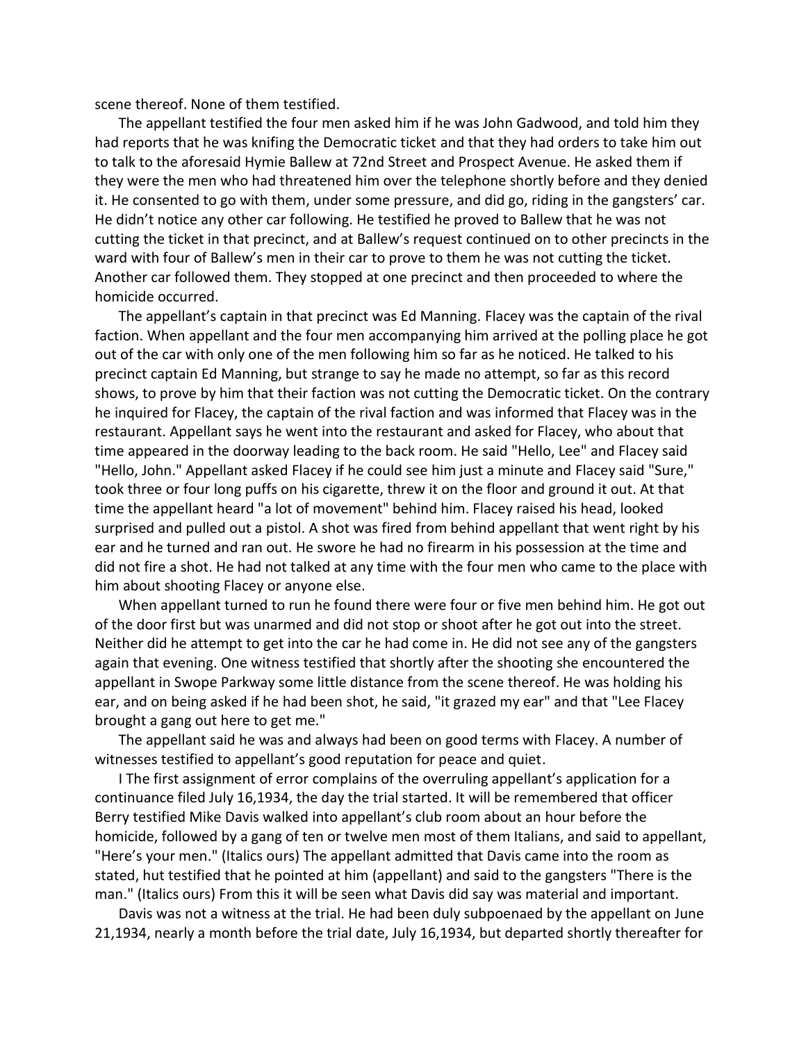scene thereof. None of them testified.

The appellant testified the four men asked him if he was John Gadwood, and told him they had reports that he was knifing the Democratic ticket and that they had orders to take him out to talk to the aforesaid Hymie Ballew at 72nd Street and Prospect Avenue. He asked them if they were the men who had threatened him over the telephone shortly before and they denied it. He consented to go with them, under some pressure, and did go, riding in the gangsters' car. He didn't notice any other car following. He testified he proved to Ballew that he was not cutting the ticket in that precinct, and at Ballew's request continued on to other precincts in the ward with four of Ballew's men in their car to prove to them he was not cutting the ticket. Another car followed them. They stopped at one precinct and then proceeded to where the homicide occurred.

The appellant's captain in that precinct was Ed Manning. Flacey was the captain of the rival faction. When appellant and the four men accompanying him arrived at the polling place he got out of the car with only one of the men following him so far as he noticed. He talked to his precinct captain Ed Manning, but strange to say he made no attempt, so far as this record shows, to prove by him that their faction was not cutting the Democratic ticket. On the contrary he inquired for Flacey, the captain of the rival faction and was informed that Flacey was in the restaurant. Appellant says he went into the restaurant and asked for Flacey, who about that time appeared in the doorway leading to the back room. He said "Hello, Lee" and Flacey said "Hello, John." Appellant asked Flacey if he could see him just a minute and Flacey said "Sure," took three or four long puffs on his cigarette, threw it on the floor and ground it out. At that time the appellant heard "a lot of movement" behind him. Flacey raised his head, looked surprised and pulled out a pistol. A shot was fired from behind appellant that went right by his ear and he turned and ran out. He swore he had no firearm in his possession at the time and did not fire a shot. He had not talked at any time with the four men who came to the place with him about shooting Flacey or anyone else.

When appellant turned to run he found there were four or five men behind him. He got out of the door first but was unarmed and did not stop or shoot after he got out into the street. Neither did he attempt to get into the car he had come in. He did not see any of the gangsters again that evening. One witness testified that shortly after the shooting she encountered the appellant in Swope Parkway some little distance from the scene thereof. He was holding his ear, and on being asked if he had been shot, he said, "it grazed my ear" and that "Lee Flacey brought a gang out here to get me."

The appellant said he was and always had been on good terms with Flacey. A number of witnesses testified to appellant's good reputation for peace and quiet.

I The first assignment of error complains of the overruling appellant's application for a continuance filed July 16,1934, the day the trial started. It will be remembered that officer Berry testified Mike Davis walked into appellant's club room about an hour before the homicide, followed by a gang of ten or twelve men most of them Italians, and said to appellant, "Here's your men." (Italics ours) The appellant admitted that Davis came into the room as stated, hut testified that he pointed at him (appellant) and said to the gangsters "There is the man." (Italics ours) From this it will be seen what Davis did say was material and important.

Davis was not a witness at the trial. He had been duly subpoenaed by the appellant on June 21,1934, nearly a month before the trial date, July 16,1934, but departed shortly thereafter for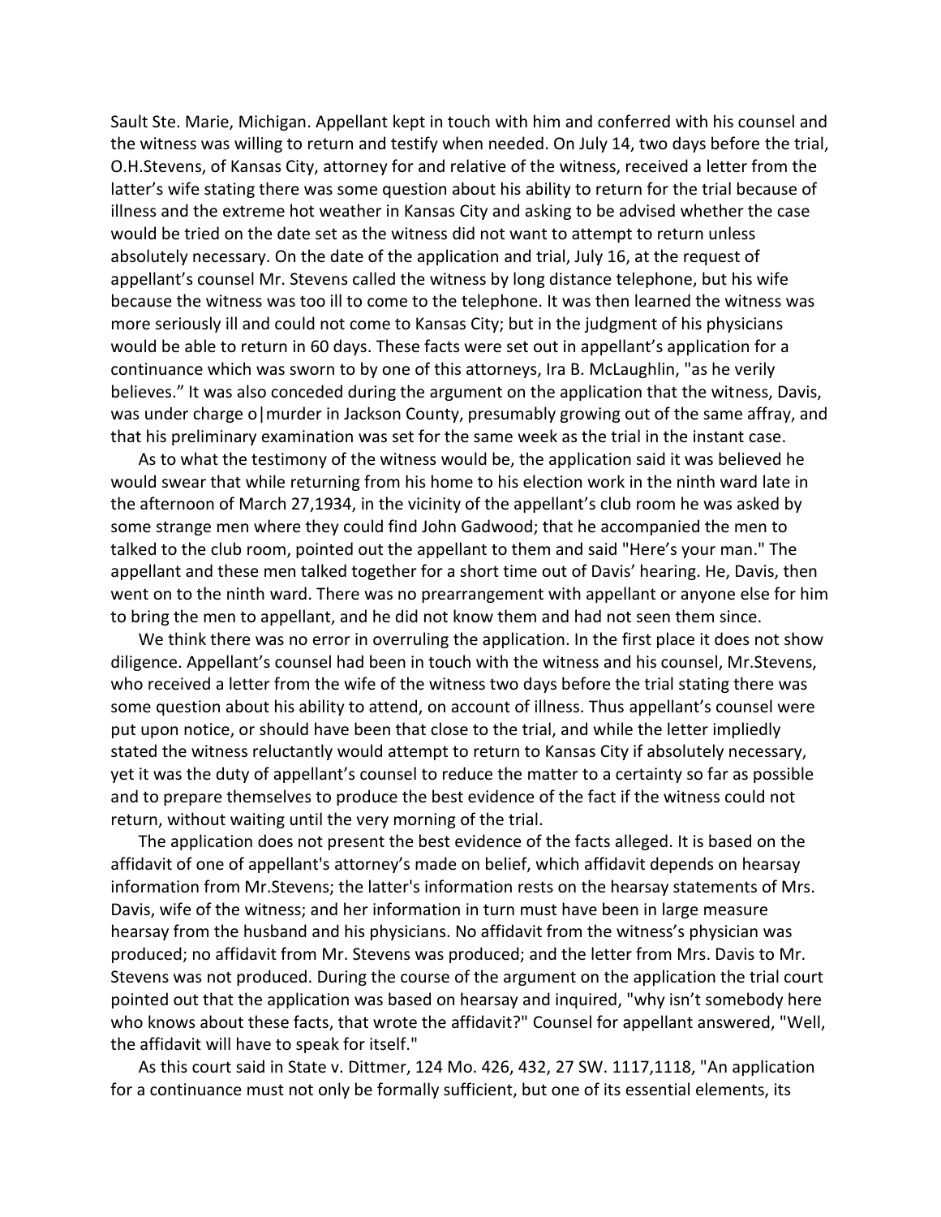Sault Ste. Marie, Michigan. Appellant kept in touch with him and conferred with his counsel and the witness was willing to return and testify when needed. On July 14, two days before the trial, O.H.Stevens, of Kansas City, attorney for and relative of the witness, received a letter from the latter's wife stating there was some question about his ability to return for the trial because of illness and the extreme hot weather in Kansas City and asking to be advised whether the case would be tried on the date set as the witness did not want to attempt to return unless absolutely necessary. On the date of the application and trial, July 16, at the request of appellant's counsel Mr. Stevens called the witness by long distance telephone, but his wife because the witness was too ill to come to the telephone. It was then learned the witness was more seriously ill and could not come to Kansas City; but in the judgment of his physicians would be able to return in 60 days. These facts were set out in appellant's application for a continuance which was sworn to by one of this attorneys, Ira B. McLaughlin, "as he verily believes." It was also conceded during the argument on the application that the witness, Davis, was under charge o|murder in Jackson County, presumably growing out of the same affray, and that his preliminary examination was set for the same week as the trial in the instant case.

As to what the testimony of the witness would be, the application said it was believed he would swear that while returning from his home to his election work in the ninth ward late in the afternoon of March 27,1934, in the vicinity of the appellant's club room he was asked by some strange men where they could find John Gadwood; that he accompanied the men to talked to the club room, pointed out the appellant to them and said "Here's your man." The appellant and these men talked together for a short time out of Davis' hearing. He, Davis, then went on to the ninth ward. There was no prearrangement with appellant or anyone else for him to bring the men to appellant, and he did not know them and had not seen them since.

We think there was no error in overruling the application. In the first place it does not show diligence. Appellant's counsel had been in touch with the witness and his counsel, Mr.Stevens, who received a letter from the wife of the witness two days before the trial stating there was some question about his ability to attend, on account of illness. Thus appellant's counsel were put upon notice, or should have been that close to the trial, and while the letter impliedly stated the witness reluctantly would attempt to return to Kansas City if absolutely necessary, yet it was the duty of appellant's counsel to reduce the matter to a certainty so far as possible and to prepare themselves to produce the best evidence of the fact if the witness could not return, without waiting until the very morning of the trial.

The application does not present the best evidence of the facts alleged. It is based on the affidavit of one of appellant's attorney's made on belief, which affidavit depends on hearsay information from Mr.Stevens; the latter's information rests on the hearsay statements of Mrs. Davis, wife of the witness; and her information in turn must have been in large measure hearsay from the husband and his physicians. No affidavit from the witness's physician was produced; no affidavit from Mr. Stevens was produced; and the letter from Mrs. Davis to Mr. Stevens was not produced. During the course of the argument on the application the trial court pointed out that the application was based on hearsay and inquired, "why isn't somebody here who knows about these facts, that wrote the affidavit?" Counsel for appellant answered, "Well, the affidavit will have to speak for itself."

As this court said in State v. Dittmer, 124 Mo. 426, 432, 27 SW. 1117,1118, "An application for a continuance must not only be formally sufficient, but one of its essential elements, its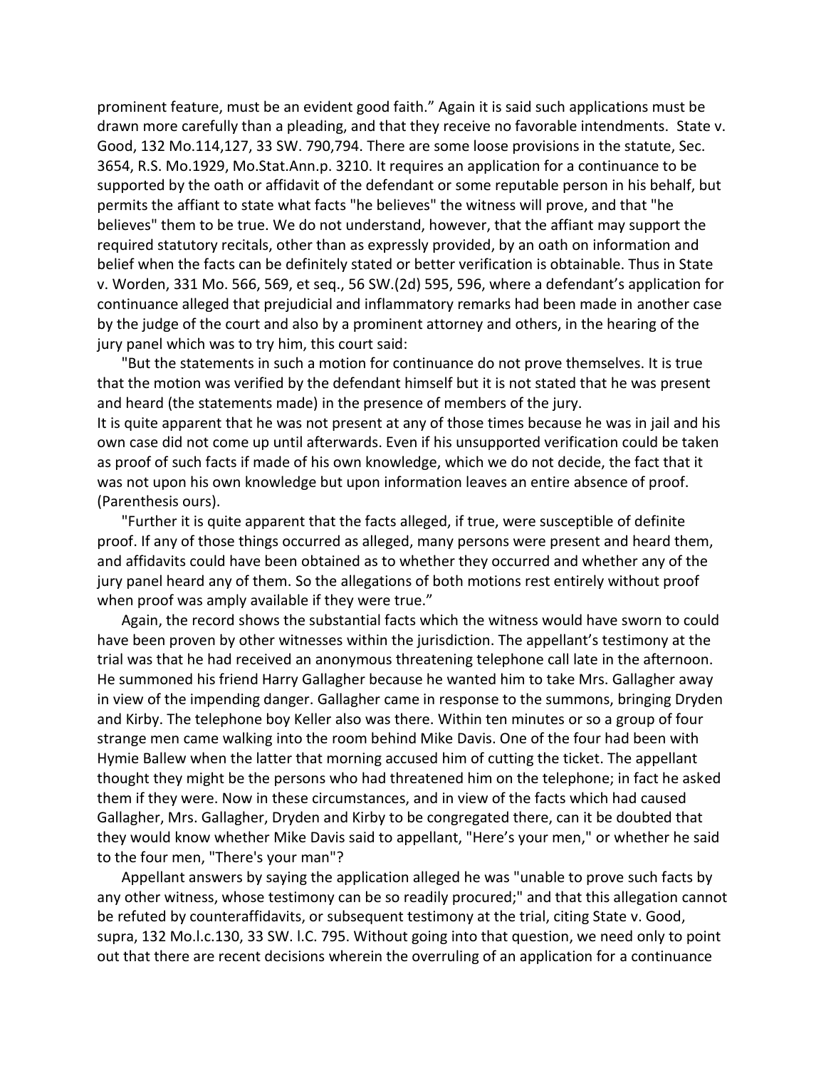prominent feature, must be an evident good faith." Again it is said such applications must be drawn more carefully than a pleading, and that they receive no favorable intendments. State v. Good, 132 Mo.114,127, 33 SW. 790,794. There are some loose provisions in the statute, Sec. 3654, R.S. Mo.1929, Mo.Stat.Ann.p. 3210. It requires an application for a continuance to be supported by the oath or affidavit of the defendant or some reputable person in his behalf, but permits the affiant to state what facts "he believes" the witness will prove, and that "he believes" them to be true. We do not understand, however, that the affiant may support the required statutory recitals, other than as expressly provided, by an oath on information and belief when the facts can be definitely stated or better verification is obtainable. Thus in State v. Worden, 331 Mo. 566, 569, et seq., 56 SW.(2d) 595, 596, where a defendant's application for continuance alleged that prejudicial and inflammatory remarks had been made in another case by the judge of the court and also by a prominent attorney and others, in the hearing of the jury panel which was to try him, this court said:

"But the statements in such a motion for continuance do not prove themselves. It is true that the motion was verified by the defendant himself but it is not stated that he was present and heard (the statements made) in the presence of members of the jury.
It is quite apparent that he was not present at any of those times because he was in jail and his own case did not come up until afterwards. Even if his unsupported verification could be taken as proof of such facts if made of his own knowledge, which we do not decide, the fact that it was not upon his own knowledge but upon information leaves an entire absence of proof. (Parenthesis ours).

"Further it is quite apparent that the facts alleged, if true, were susceptible of definite proof. If any of those things occurred as alleged, many persons were present and heard them, and affidavits could have been obtained as to whether they occurred and whether any of the jury panel heard any of them. So the allegations of both motions rest entirely without proof when proof was amply available if they were true."

Again, the record shows the substantial facts which the witness would have sworn to could have been proven by other witnesses within the jurisdiction. The appellant's testimony at the trial was that he had received an anonymous threatening telephone call late in the afternoon. He summoned his friend Harry Gallagher because he wanted him to take Mrs. Gallagher away in view of the impending danger. Gallagher came in response to the summons, bringing Dryden and Kirby. The telephone boy Keller also was there. Within ten minutes or so a group of four strange men came walking into the room behind Mike Davis. One of the four had been with Hymie Ballew when the latter that morning accused him of cutting the ticket. The appellant thought they might be the persons who had threatened him on the telephone; in fact he asked them if they were. Now in these circumstances, and in view of the facts which had caused Gallagher, Mrs. Gallagher, Dryden and Kirby to be congregated there, can it be doubted that they would know whether Mike Davis said to appellant, "Here's your men," or whether he said to the four men, "There's your man"?

Appellant answers by saying the application alleged he was "unable to prove such facts by any other witness, whose testimony can be so readily procured;" and that this allegation cannot be refuted by counteraffidavits, or subsequent testimony at the trial, citing State v. Good, supra, 132 Mo.l.c.130, 33 SW. l.C. 795. Without going into that question, we need only to point out that there are recent decisions wherein the overruling of an application for a continuance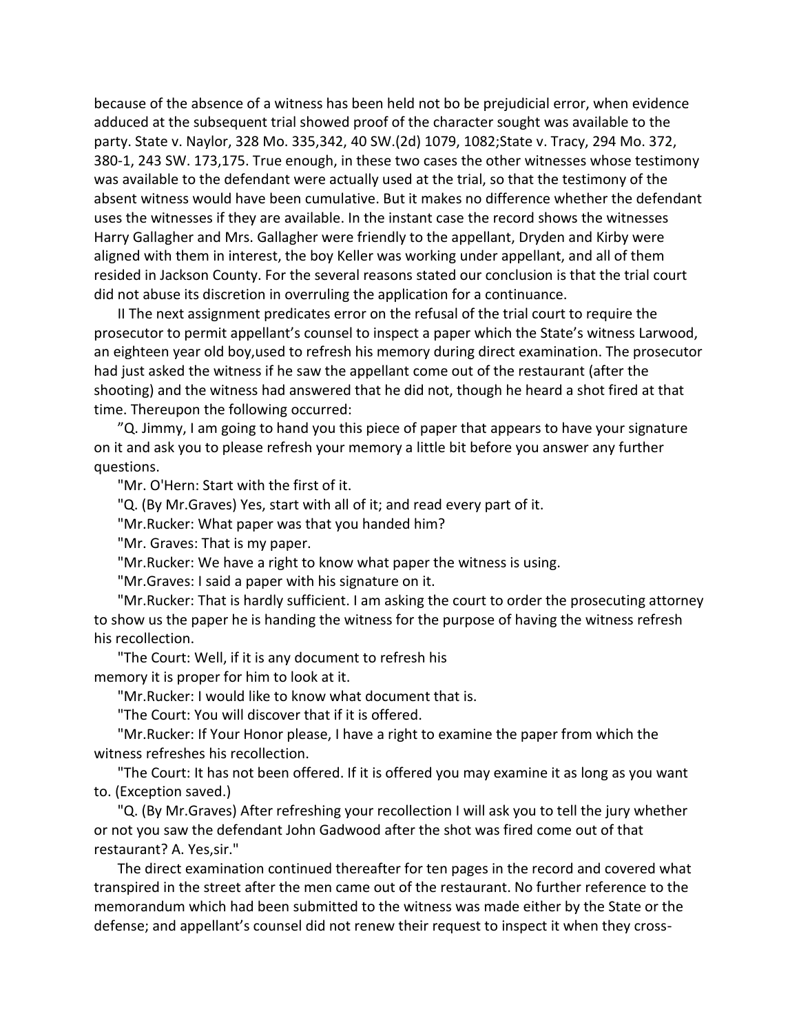because of the absence of a witness has been held not bo be prejudicial error, when evidence adduced at the subsequent trial showed proof of the character sought was available to the party. State v. Naylor, 328 Mo. 335,342, 40 SW.(2d) 1079, 1082;State v. Tracy, 294 Mo. 372, 380-1, 243 SW. 173,175. True enough, in these two cases the other witnesses whose testimony was available to the defendant were actually used at the trial, so that the testimony of the absent witness would have been cumulative. But it makes no difference whether the defendant uses the witnesses if they are available. In the instant case the record shows the witnesses Harry Gallagher and Mrs. Gallagher were friendly to the appellant, Dryden and Kirby were aligned with them in interest, the boy Keller was working under appellant, and all of them resided in Jackson County. For the several reasons stated our conclusion is that the trial court did not abuse its discretion in overruling the application for a continuance.

II The next assignment predicates error on the refusal of the trial court to require the prosecutor to permit appellant's counsel to inspect a paper which the State's witness Larwood, an eighteen year old boy,used to refresh his memory during direct examination. The prosecutor had just asked the witness if he saw the appellant come out of the restaurant (after the shooting) and the witness had answered that he did not, though he heard a shot fired at that time. Thereupon the following occurred:

"Q. Jimmy, I am going to hand you this piece of paper that appears to have your signature on it and ask you to please refresh your memory a little bit before you answer any further questions.

"Mr. O'Hern: Start with the first of it.

"Q. (By Mr.Graves) Yes, start with all of it; and read every part of it.

"Mr.Rucker: What paper was that you handed him?

"Mr. Graves: That is my paper.

"Mr.Rucker: We have a right to know what paper the witness is using.

"Mr.Graves: I said a paper with his signature on it.

"Mr.Rucker: That is hardly sufficient. I am asking the court to order the prosecuting attorney to show us the paper he is handing the witness for the purpose of having the witness refresh his recollection.

"The Court: Well, if it is any document to refresh his memory it is proper for him to look at it.

"Mr.Rucker: I would like to know what document that is.

"The Court: You will discover that if it is offered.

"Mr.Rucker: If Your Honor please, I have a right to examine the paper from which the witness refreshes his recollection.

"The Court: It has not been offered. If it is offered you may examine it as long as you want to. (Exception saved.)

"Q. (By Mr.Graves) After refreshing your recollection I will ask you to tell the jury whether or not you saw the defendant John Gadwood after the shot was fired come out of that restaurant? A. Yes,sir."

The direct examination continued thereafter for ten pages in the record and covered what transpired in the street after the men came out of the restaurant. No further reference to the memorandum which had been submitted to the witness was made either by the State or the defense; and appellant's counsel did not renew their request to inspect it when they cross-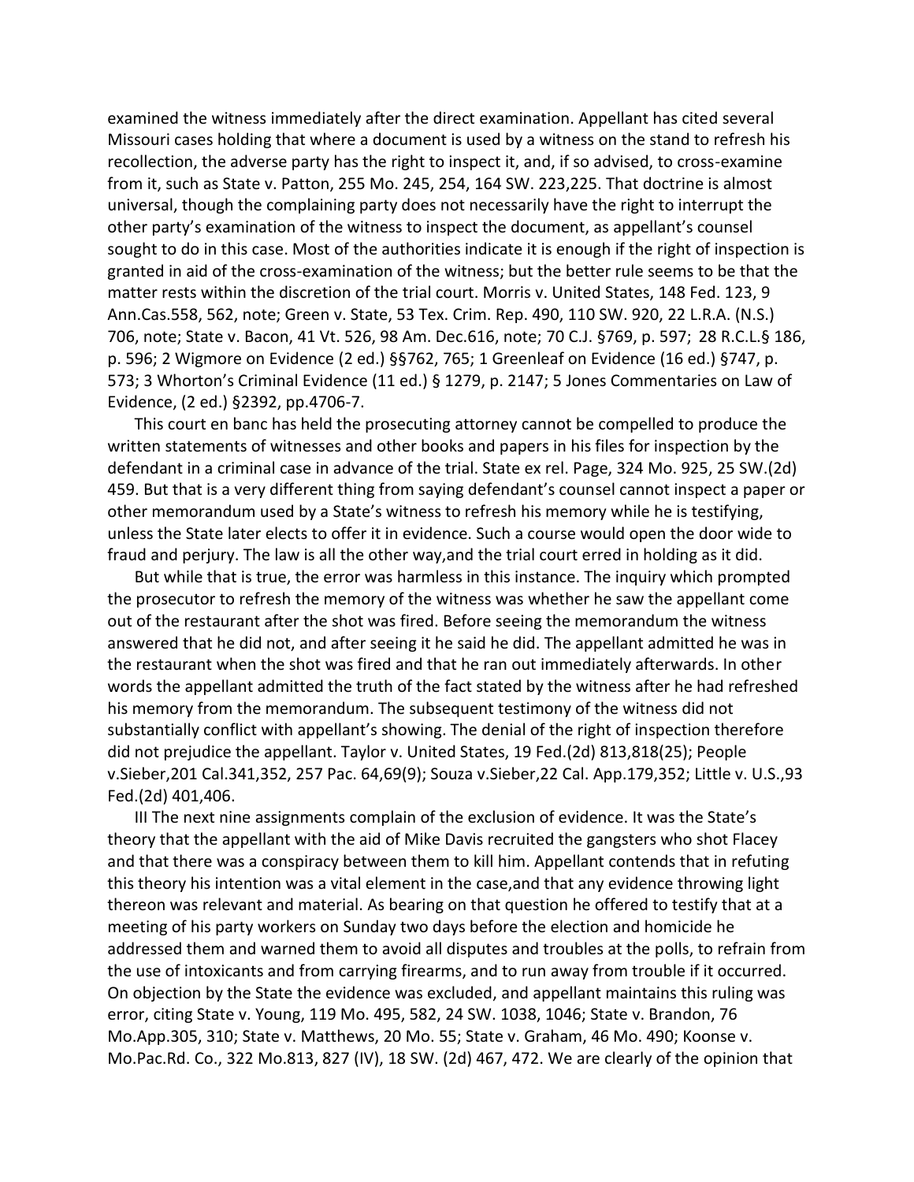examined the witness immediately after the direct examination. Appellant has cited several Missouri cases holding that where a document is used by a witness on the stand to refresh his recollection, the adverse party has the right to inspect it, and, if so advised, to cross-examine from it, such as State v. Patton, 255 Mo. 245, 254, 164 SW. 223,225. That doctrine is almost universal, though the complaining party does not necessarily have the right to interrupt the other party's examination of the witness to inspect the document, as appellant's counsel sought to do in this case. Most of the authorities indicate it is enough if the right of inspection is granted in aid of the cross-examination of the witness; but the better rule seems to be that the matter rests within the discretion of the trial court. Morris v. United States, 148 Fed. 123, 9 Ann.Cas.558, 562, note; Green v. State, 53 Tex. Crim. Rep. 490, 110 SW. 920, 22 L.R.A. (N.S.) 706, note; State v. Bacon, 41 Vt. 526, 98 Am. Dec.616, note; 70 C.J. §769, p. 597; 28 R.C.L.§ 186, p. 596; 2 Wigmore on Evidence (2 ed.) §§762, 765; 1 Greenleaf on Evidence (16 ed.) §747, p. 573; 3 Whorton's Criminal Evidence (11 ed.) § 1279, p. 2147; 5 Jones Commentaries on Law of Evidence, (2 ed.) §2392, pp.4706-7.

This court en banc has held the prosecuting attorney cannot be compelled to produce the written statements of witnesses and other books and papers in his files for inspection by the defendant in a criminal case in advance of the trial. State ex rel. Page, 324 Mo. 925, 25 SW.(2d) 459. But that is a very different thing from saying defendant's counsel cannot inspect a paper or other memorandum used by a State's witness to refresh his memory while he is testifying, unless the State later elects to offer it in evidence. Such a course would open the door wide to fraud and perjury. The law is all the other way,and the trial court erred in holding as it did.

But while that is true, the error was harmless in this instance. The inquiry which prompted the prosecutor to refresh the memory of the witness was whether he saw the appellant come out of the restaurant after the shot was fired. Before seeing the memorandum the witness answered that he did not, and after seeing it he said he did. The appellant admitted he was in the restaurant when the shot was fired and that he ran out immediately afterwards. In other words the appellant admitted the truth of the fact stated by the witness after he had refreshed his memory from the memorandum. The subsequent testimony of the witness did not substantially conflict with appellant's showing. The denial of the right of inspection therefore did not prejudice the appellant. Taylor v. United States, 19 Fed.(2d) 813,818(25); People v.Sieber,201 Cal.341,352, 257 Pac. 64,69(9); Souza v.Sieber,22 Cal. App.179,352; Little v. U.S.,93 Fed.(2d) 401,406.

III The next nine assignments complain of the exclusion of evidence. It was the State's theory that the appellant with the aid of Mike Davis recruited the gangsters who shot Flacey and that there was a conspiracy between them to kill him. Appellant contends that in refuting this theory his intention was a vital element in the case,and that any evidence throwing light thereon was relevant and material. As bearing on that question he offered to testify that at a meeting of his party workers on Sunday two days before the election and homicide he addressed them and warned them to avoid all disputes and troubles at the polls, to refrain from the use of intoxicants and from carrying firearms, and to run away from trouble if it occurred. On objection by the State the evidence was excluded, and appellant maintains this ruling was error, citing State v. Young, 119 Mo. 495, 582, 24 SW. 1038, 1046; State v. Brandon, 76 Mo.App.305, 310; State v. Matthews, 20 Mo. 55; State v. Graham, 46 Mo. 490; Koonse v. Mo.Pac.Rd. Co., 322 Mo.813, 827 (IV), 18 SW. (2d) 467, 472. We are clearly of the opinion that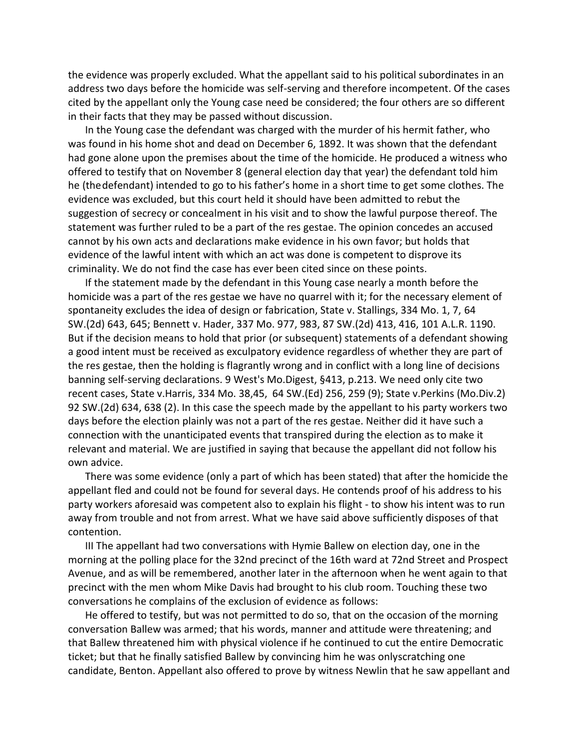the evidence was properly excluded. What the appellant said to his political subordinates in an address two days before the homicide was self-serving and therefore incompetent. Of the cases cited by the appellant only the Young case need be considered; the four others are so different in their facts that they may be passed without discussion.

In the Young case the defendant was charged with the murder of his hermit father, who was found in his home shot and dead on December 6, 1892. It was shown that the defendant had gone alone upon the premises about the time of the homicide. He produced a witness who offered to testify that on November 8 (general election day that year) the defendant told him he (the defendant) intended to go to his father's home in a short time to get some clothes. The evidence was excluded, but this court held it should have been admitted to rebut the suggestion of secrecy or concealment in his visit and to show the lawful purpose thereof. The statement was further ruled to be a part of the res gestae. The opinion concedes an accused cannot by his own acts and declarations make evidence in his own favor; but holds that evidence of the lawful intent with which an act was done is competent to disprove its criminality. We do not find the case has ever been cited since on these points.

If the statement made by the defendant in this Young case nearly a month before the homicide was a part of the res gestae we have no quarrel with it; for the necessary element of spontaneity excludes the idea of design or fabrication, State v. Stallings, 334 Mo. 1, 7, 64 SW.(2d) 643, 645; Bennett v. Hader, 337 Mo. 977, 983, 87 SW.(2d) 413, 416, 101 A.L.R. 1190. But if the decision means to hold that prior (or subsequent) statements of a defendant showing a good intent must be received as exculpatory evidence regardless of whether they are part of the res gestae, then the holding is flagrantly wrong and in conflict with a long line of decisions banning self-serving declarations. 9 West's Mo.Digest, §413, p.213. We need only cite two recent cases, State v.Harris, 334 Mo. 38,45, 64 SW.(Ed) 256, 259 (9); State v.Perkins (Mo.Div.2) 92 SW.(2d) 634, 638 (2). In this case the speech made by the appellant to his party workers two days before the election plainly was not a part of the res gestae. Neither did it have such a connection with the unanticipated events that transpired during the election as to make it relevant and material. We are justified in saying that because the appellant did not follow his own advice.

There was some evidence (only a part of which has been stated) that after the homicide the appellant fled and could not be found for several days. He contends proof of his address to his party workers aforesaid was competent also to explain his flight - to show his intent was to run away from trouble and not from arrest. What we have said above sufficiently disposes of that contention.

III The appellant had two conversations with Hymie Ballew on election day, one in the morning at the polling place for the 32nd precinct of the 16th ward at 72nd Street and Prospect Avenue, and as will be remembered, another later in the afternoon when he went again to that precinct with the men whom Mike Davis had brought to his club room. Touching these two conversations he complains of the exclusion of evidence as follows:

He offered to testify, but was not permitted to do so, that on the occasion of the morning conversation Ballew was armed; that his words, manner and attitude were threatening; and that Ballew threatened him with physical violence if he continued to cut the entire Democratic ticket; but that he finally satisfied Ballew by convincing him he was only scratching one candidate, Benton. Appellant also offered to prove by witness Newlin that he saw appellant and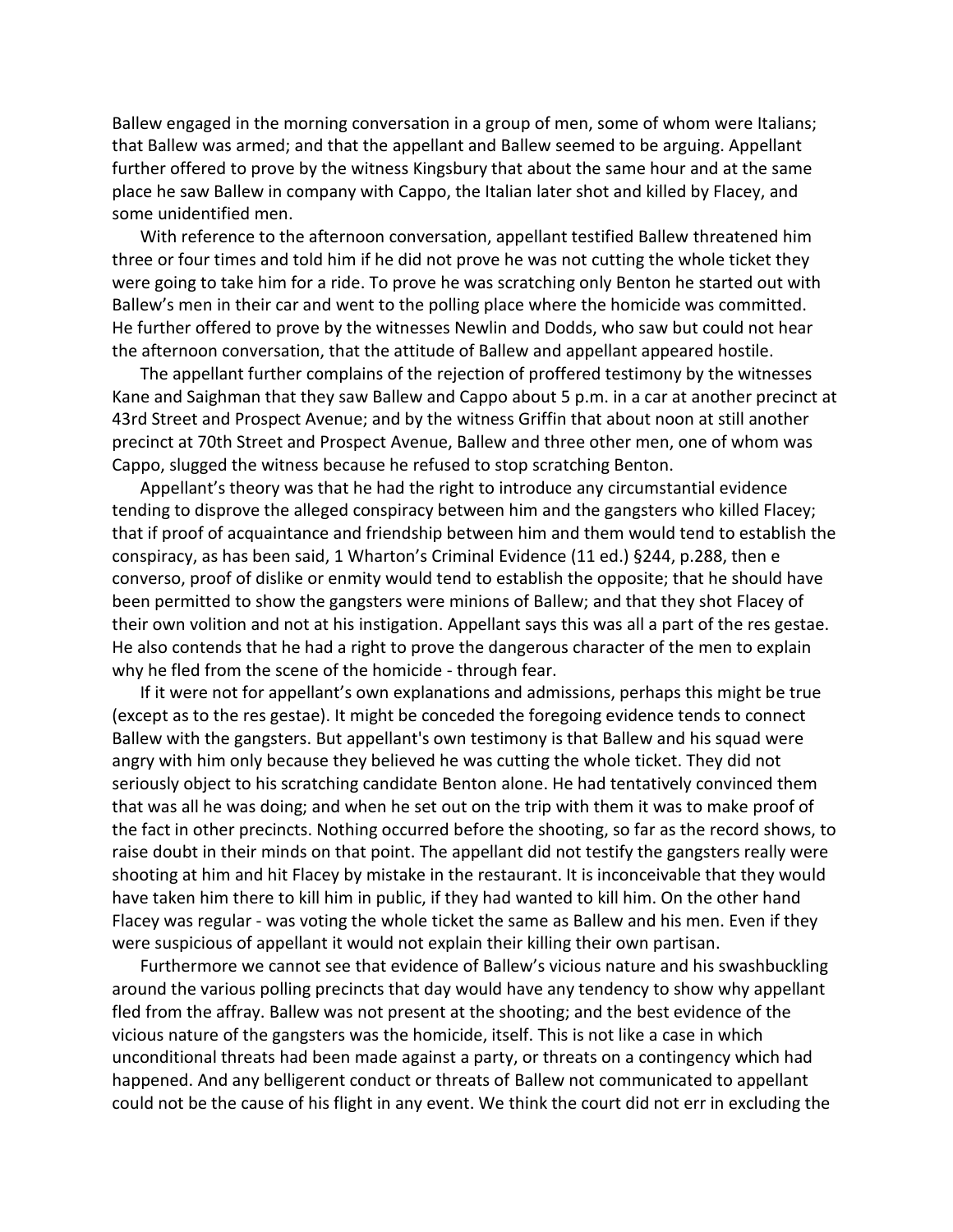Ballew engaged in the morning conversation in a group of men, some of whom were Italians; that Ballew was armed; and that the appellant and Ballew seemed to be arguing. Appellant further offered to prove by the witness Kingsbury that about the same hour and at the same place he saw Ballew in company with Cappo, the Italian later shot and killed by Flacey, and some unidentified men.

With reference to the afternoon conversation, appellant testified Ballew threatened him three or four times and told him if he did not prove he was not cutting the whole ticket they were going to take him for a ride. To prove he was scratching only Benton he started out with Ballew's men in their car and went to the polling place where the homicide was committed. He further offered to prove by the witnesses Newlin and Dodds, who saw but could not hear the afternoon conversation, that the attitude of Ballew and appellant appeared hostile.

The appellant further complains of the rejection of proffered testimony by the witnesses Kane and Saighman that they saw Ballew and Cappo about 5 p.m. in a car at another precinct at 43rd Street and Prospect Avenue; and by the witness Griffin that about noon at still another precinct at 70th Street and Prospect Avenue, Ballew and three other men, one of whom was Cappo, slugged the witness because he refused to stop scratching Benton.

Appellant's theory was that he had the right to introduce any circumstantial evidence tending to disprove the alleged conspiracy between him and the gangsters who killed Flacey; that if proof of acquaintance and friendship between him and them would tend to establish the conspiracy, as has been said, 1 Wharton's Criminal Evidence (11 ed.) §244, p.288, then e converso, proof of dislike or enmity would tend to establish the opposite; that he should have been permitted to show the gangsters were minions of Ballew; and that they shot Flacey of their own volition and not at his instigation. Appellant says this was all a part of the res gestae. He also contends that he had a right to prove the dangerous character of the men to explain why he fled from the scene of the homicide - through fear.

If it were not for appellant's own explanations and admissions, perhaps this might be true (except as to the res gestae). It might be conceded the foregoing evidence tends to connect Ballew with the gangsters. But appellant's own testimony is that Ballew and his squad were angry with him only because they believed he was cutting the whole ticket. They did not seriously object to his scratching candidate Benton alone. He had tentatively convinced them that was all he was doing; and when he set out on the trip with them it was to make proof of the fact in other precincts. Nothing occurred before the shooting, so far as the record shows, to raise doubt in their minds on that point. The appellant did not testify the gangsters really were shooting at him and hit Flacey by mistake in the restaurant. It is inconceivable that they would have taken him there to kill him in public, if they had wanted to kill him. On the other hand Flacey was regular - was voting the whole ticket the same as Ballew and his men. Even if they were suspicious of appellant it would not explain their killing their own partisan.

Furthermore we cannot see that evidence of Ballew's vicious nature and his swashbuckling around the various polling precincts that day would have any tendency to show why appellant fled from the affray. Ballew was not present at the shooting; and the best evidence of the vicious nature of the gangsters was the homicide, itself. This is not like a case in which unconditional threats had been made against a party, or threats on a contingency which had happened. And any belligerent conduct or threats of Ballew not communicated to appellant could not be the cause of his flight in any event. We think the court did not err in excluding the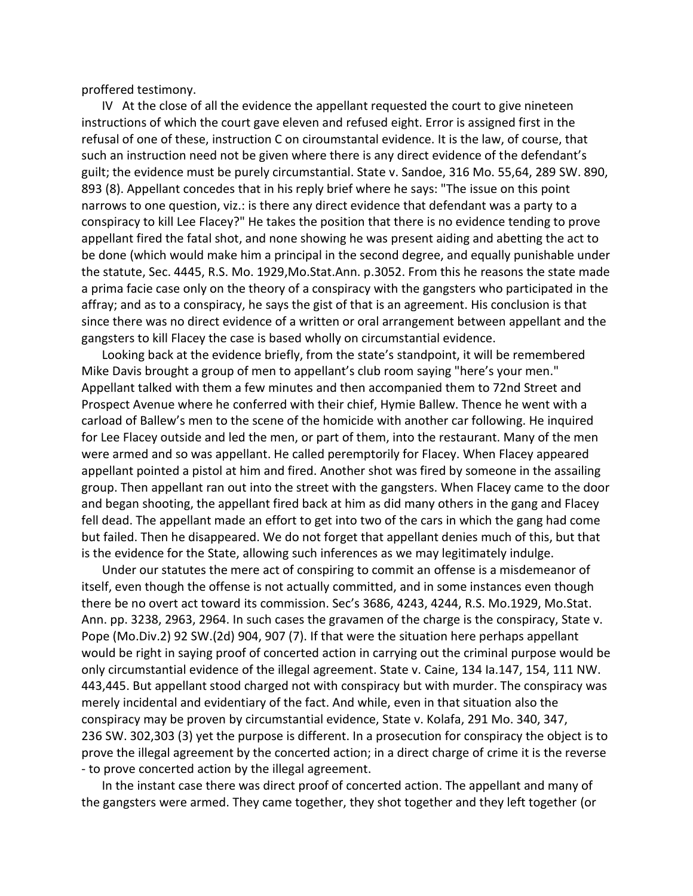proffered testimony.

IV At the close of all the evidence the appellant requested the court to give nineteen instructions of which the court gave eleven and refused eight. Error is assigned first in the refusal of one of these, instruction C on ciroumstantal evidence. It is the law, of course, that such an instruction need not be given where there is any direct evidence of the defendant's guilt; the evidence must be purely circumstantial. State v. Sandoe, 316 Mo. 55,64, 289 SW. 890, 893 (8). Appellant concedes that in his reply brief where he says: "The issue on this point narrows to one question, viz.: is there any direct evidence that defendant was a party to a conspiracy to kill Lee Flacey?" He takes the position that there is no evidence tending to prove appellant fired the fatal shot, and none showing he was present aiding and abetting the act to be done (which would make him a principal in the second degree, and equally punishable under the statute, Sec. 4445, R.S. Mo. 1929,Mo.Stat.Ann. p.3052. From this he reasons the state made a prima facie case only on the theory of a conspiracy with the gangsters who participated in the affray; and as to a conspiracy, he says the gist of that is an agreement. His conclusion is that since there was no direct evidence of a written or oral arrangement between appellant and the gangsters to kill Flacey the case is based wholly on circumstantial evidence.

Looking back at the evidence briefly, from the state's standpoint, it will be remembered Mike Davis brought a group of men to appellant's club room saying "here's your men." Appellant talked with them a few minutes and then accompanied them to 72nd Street and Prospect Avenue where he conferred with their chief, Hymie Ballew. Thence he went with a carload of Ballew's men to the scene of the homicide with another car following. He inquired for Lee Flacey outside and led the men, or part of them, into the restaurant. Many of the men were armed and so was appellant. He called peremptorily for Flacey. When Flacey appeared appellant pointed a pistol at him and fired. Another shot was fired by someone in the assailing group. Then appellant ran out into the street with the gangsters. When Flacey came to the door and began shooting, the appellant fired back at him as did many others in the gang and Flacey fell dead. The appellant made an effort to get into two of the cars in which the gang had come but failed. Then he disappeared. We do not forget that appellant denies much of this, but that is the evidence for the State, allowing such inferences as we may legitimately indulge.

Under our statutes the mere act of conspiring to commit an offense is a misdemeanor of itself, even though the offense is not actually committed, and in some instances even though there be no overt act toward its commission. Sec's 3686, 4243, 4244, R.S. Mo.1929, Mo.Stat. Ann. pp. 3238, 2963, 2964. In such cases the gravamen of the charge is the conspiracy, State v. Pope (Mo.Div.2) 92 SW.(2d) 904, 907 (7). If that were the situation here perhaps appellant would be right in saying proof of concerted action in carrying out the criminal purpose would be only circumstantial evidence of the illegal agreement. State v. Caine, 134 Ia.147, 154, 111 NW. 443,445. But appellant stood charged not with conspiracy but with murder. The conspiracy was merely incidental and evidentiary of the fact. And while, even in that situation also the conspiracy may be proven by circumstantial evidence, State v. Kolafa, 291 Mo. 340, 347, 236 SW. 302,303 (3) yet the purpose is different. In a prosecution for conspiracy the object is to prove the illegal agreement by the concerted action; in a direct charge of crime it is the reverse - to prove concerted action by the illegal agreement.

In the instant case there was direct proof of concerted action. The appellant and many of the gangsters were armed. They came together, they shot together and they left together (or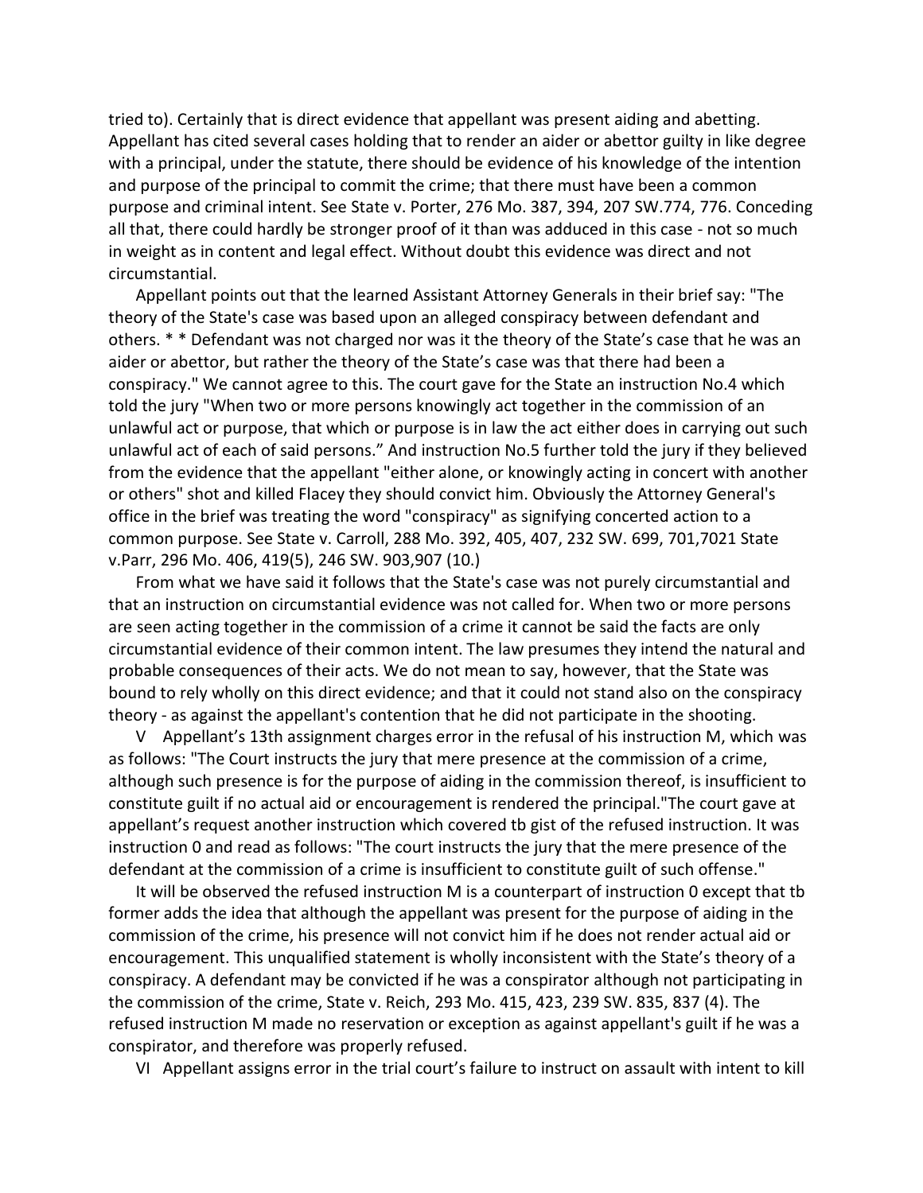tried to). Certainly that is direct evidence that appellant was present aiding and abetting. Appellant has cited several cases holding that to render an aider or abettor guilty in like degree with a principal, under the statute, there should be evidence of his knowledge of the intention and purpose of the principal to commit the crime; that there must have been a common purpose and criminal intent. See State v. Porter, 276 Mo. 387, 394, 207 SW.774, 776. Conceding all that, there could hardly be stronger proof of it than was adduced in this case - not so much in weight as in content and legal effect. Without doubt this evidence was direct and not circumstantial.

Appellant points out that the learned Assistant Attorney Generals in their brief say: "The theory of the State's case was based upon an alleged conspiracy between defendant and others. * * Defendant was not charged nor was it the theory of the State's case that he was an aider or abettor, but rather the theory of the State's case was that there had been a conspiracy." We cannot agree to this. The court gave for the State an instruction No.4 which told the jury "When two or more persons knowingly act together in the commission of an unlawful act or purpose, that which or purpose is in law the act either does in carrying out such unlawful act of each of said persons." And instruction No.5 further told the jury if they believed from the evidence that the appellant "either alone, or knowingly acting in concert with another or others" shot and killed Flacey they should convict him. Obviously the Attorney General's office in the brief was treating the word "conspiracy" as signifying concerted action to a common purpose. See State v. Carroll, 288 Mo. 392, 405, 407, 232 SW. 699, 701,7021 State v.Parr, 296 Mo. 406, 419(5), 246 SW. 903,907 (10.)

From what we have said it follows that the State's case was not purely circumstantial and that an instruction on circumstantial evidence was not called for. When two or more persons are seen acting together in the commission of a crime it cannot be said the facts are only circumstantial evidence of their common intent. The law presumes they intend the natural and probable consequences of their acts. We do not mean to say, however, that the State was bound to rely wholly on this direct evidence; and that it could not stand also on the conspiracy theory - as against the appellant's contention that he did not participate in the shooting.

V Appellant's 13th assignment charges error in the refusal of his instruction M, which was as follows: "The Court instructs the jury that mere presence at the commission of a crime, although such presence is for the purpose of aiding in the commission thereof, is insufficient to constitute guilt if no actual aid or encouragement is rendered the principal."The court gave at appellant's request another instruction which covered tb gist of the refused instruction. It was instruction 0 and read as follows: "The court instructs the jury that the mere presence of the defendant at the commission of a crime is insufficient to constitute guilt of such offense."

It will be observed the refused instruction M is a counterpart of instruction 0 except that tb former adds the idea that although the appellant was present for the purpose of aiding in the commission of the crime, his presence will not convict him if he does not render actual aid or encouragement. This unqualified statement is wholly inconsistent with the State's theory of a conspiracy. A defendant may be convicted if he was a conspirator although not participating in the commission of the crime, State v. Reich, 293 Mo. 415, 423, 239 SW. 835, 837 (4). The refused instruction M made no reservation or exception as against appellant's guilt if he was a conspirator, and therefore was properly refused.

VI Appellant assigns error in the trial court's failure to instruct on assault with intent to kill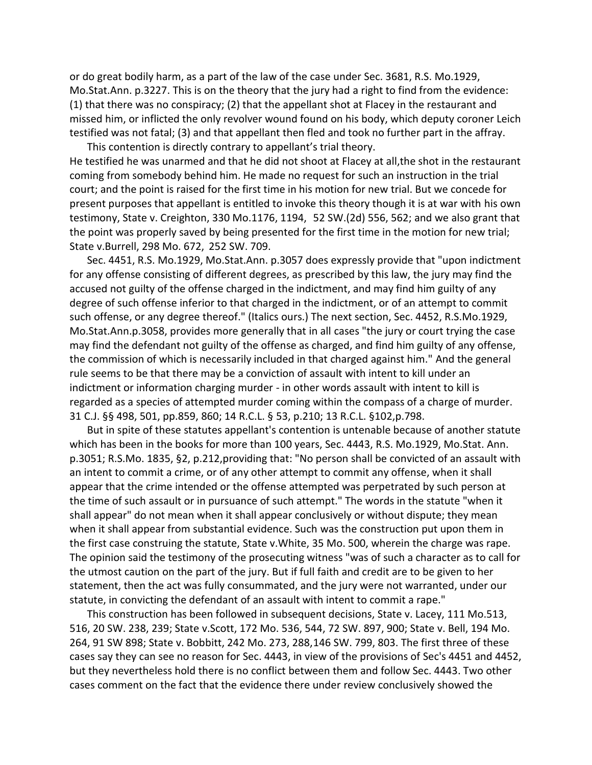or do great bodily harm, as a part of the law of the case under Sec. 3681, R.S. Mo.1929, Mo.Stat.Ann. p.3227. This is on the theory that the jury had a right to find from the evidence: (1) that there was no conspiracy; (2) that the appellant shot at Flacey in the restaurant and missed him, or inflicted the only revolver wound found on his body, which deputy coroner Leich testified was not fatal; (3) and that appellant then fled and took no further part in the affray.

This contention is directly contrary to appellant's trial theory. He testified he was unarmed and that he did not shoot at Flacey at all,the shot in the restaurant coming from somebody behind him. He made no request for such an instruction in the trial court; and the point is raised for the first time in his motion for new trial. But we concede for present purposes that appellant is entitled to invoke this theory though it is at war with his own testimony, State v. Creighton, 330 Mo.1176, 1194, 52 SW.(2d) 556, 562; and we also grant that the point was properly saved by being presented for the first time in the motion for new trial; State v.Burrell, 298 Mo. 672, 252 SW. 709.

Sec. 4451, R.S. Mo.1929, Mo.Stat.Ann. p.3057 does expressly provide that "upon indictment for any offense consisting of different degrees, as prescribed by this law, the jury may find the accused not guilty of the offense charged in the indictment, and may find him guilty of any degree of such offense inferior to that charged in the indictment, or of an attempt to commit such offense, or any degree thereof." (Italics ours.) The next section, Sec. 4452, R.S.Mo.1929, Mo.Stat.Ann.p.3058, provides more generally that in all cases "the jury or court trying the case may find the defendant not guilty of the offense as charged, and find him guilty of any offense, the commission of which is necessarily included in that charged against him." And the general rule seems to be that there may be a conviction of assault with intent to kill under an indictment or information charging murder - in other words assault with intent to kill is regarded as a species of attempted murder coming within the compass of a charge of murder. 31 C.J. §§ 498, 501, pp.859, 860; 14 R.C.L. § 53, p.210; 13 R.C.L. §102,p.798.

But in spite of these statutes appellant's contention is untenable because of another statute which has been in the books for more than 100 years, Sec. 4443, R.S. Mo.1929, Mo.Stat. Ann. p.3051; R.S.Mo. 1835, §2, p.212,providing that: "No person shall be convicted of an assault with an intent to commit a crime, or of any other attempt to commit any offense, when it shall appear that the crime intended or the offense attempted was perpetrated by such person at the time of such assault or in pursuance of such attempt." The words in the statute "when it shall appear" do not mean when it shall appear conclusively or without dispute; they mean when it shall appear from substantial evidence. Such was the construction put upon them in the first case construing the statute, State v.White, 35 Mo. 500, wherein the charge was rape. The opinion said the testimony of the prosecuting witness "was of such a character as to call for the utmost caution on the part of the jury. But if full faith and credit are to be given to her statement, then the act was fully consummated, and the jury were not warranted, under our statute, in convicting the defendant of an assault with intent to commit a rape."

This construction has been followed in subsequent decisions, State v. Lacey, 111 Mo.513, 516, 20 SW. 238, 239; State v.Scott, 172 Mo. 536, 544, 72 SW. 897, 900; State v. Bell, 194 Mo. 264, 91 SW 898; State v. Bobbitt, 242 Mo. 273, 288,146 SW. 799, 803. The first three of these cases say they can see no reason for Sec. 4443, in view of the provisions of Sec's 4451 and 4452, but they nevertheless hold there is no conflict between them and follow Sec. 4443. Two other cases comment on the fact that the evidence there under review conclusively showed the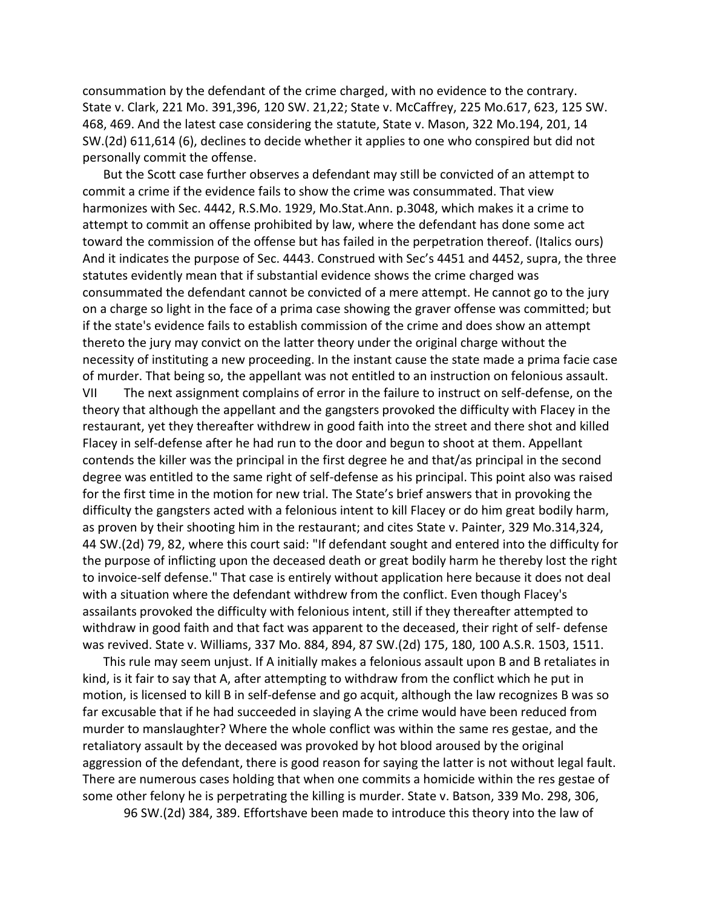consummation by the defendant of the crime charged, with no evidence to the contrary. State v. Clark, 221 Mo. 391,396, 120 SW. 21,22; State v. McCaffrey, 225 Mo.617, 623, 125 SW. 468, 469. And the latest case considering the statute, State v. Mason, 322 Mo.194, 201, 14 SW.(2d) 611,614 (6), declines to decide whether it applies to one who conspired but did not personally commit the offense.

But the Scott case further observes a defendant may still be convicted of an attempt to commit a crime if the evidence fails to show the crime was consummated. That view harmonizes with Sec. 4442, R.S.Mo. 1929, Mo.Stat.Ann. p.3048, which makes it a crime to attempt to commit an offense prohibited by law, where the defendant has done some act toward the commission of the offense but has failed in the perpetration thereof. (Italics ours) And it indicates the purpose of Sec. 4443. Construed with Sec's 4451 and 4452, supra, the three statutes evidently mean that if substantial evidence shows the crime charged was consummated the defendant cannot be convicted of a mere attempt. He cannot go to the jury on a charge so light in the face of a prima case showing the graver offense was committed; but if the state's evidence fails to establish commission of the crime and does show an attempt thereto the jury may convict on the latter theory under the original charge without the necessity of instituting a new proceeding. In the instant cause the state made a prima facie case of murder. That being so, the appellant was not entitled to an instruction on felonious assault.

VII The next assignment complains of error in the failure to instruct on self-defense, on the theory that although the appellant and the gangsters provoked the difficulty with Flacey in the restaurant, yet they thereafter withdrew in good faith into the street and there shot and killed Flacey in self-defense after he had run to the door and begun to shoot at them. Appellant contends the killer was the principal in the first degree he and that/as principal in the second degree was entitled to the same right of self-defense as his principal. This point also was raised for the first time in the motion for new trial. The State's brief answers that in provoking the difficulty the gangsters acted with a felonious intent to kill Flacey or do him great bodily harm, as proven by their shooting him in the restaurant; and cites State v. Painter, 329 Mo.314,324, 44 SW.(2d) 79, 82, where this court said: "If defendant sought and entered into the difficulty for the purpose of inflicting upon the deceased death or great bodily harm he thereby lost the right to invoice-self defense." That case is entirely without application here because it does not deal with a situation where the defendant withdrew from the conflict. Even though Flacey's assailants provoked the difficulty with felonious intent, still if they thereafter attempted to withdraw in good faith and that fact was apparent to the deceased, their right of self- defense was revived. State v. Williams, 337 Mo. 884, 894, 87 SW.(2d) 175, 180, 100 A.S.R. 1503, 1511.

This rule may seem unjust. If A initially makes a felonious assault upon B and B retaliates in kind, is it fair to say that A, after attempting to withdraw from the conflict which he put in motion, is licensed to kill B in self-defense and go acquit, although the law recognizes B was so far excusable that if he had succeeded in slaying A the crime would have been reduced from murder to manslaughter? Where the whole conflict was within the same res gestae, and the retaliatory assault by the deceased was provoked by hot blood aroused by the original aggression of the defendant, there is good reason for saying the latter is not without legal fault. There are numerous cases holding that when one commits a homicide within the res gestae of some other felony he is perpetrating the killing is murder. State v. Batson, 339 Mo. 298, 306, 96 SW.(2d) 384, 389. Effortshave been made to introduce this theory into the law of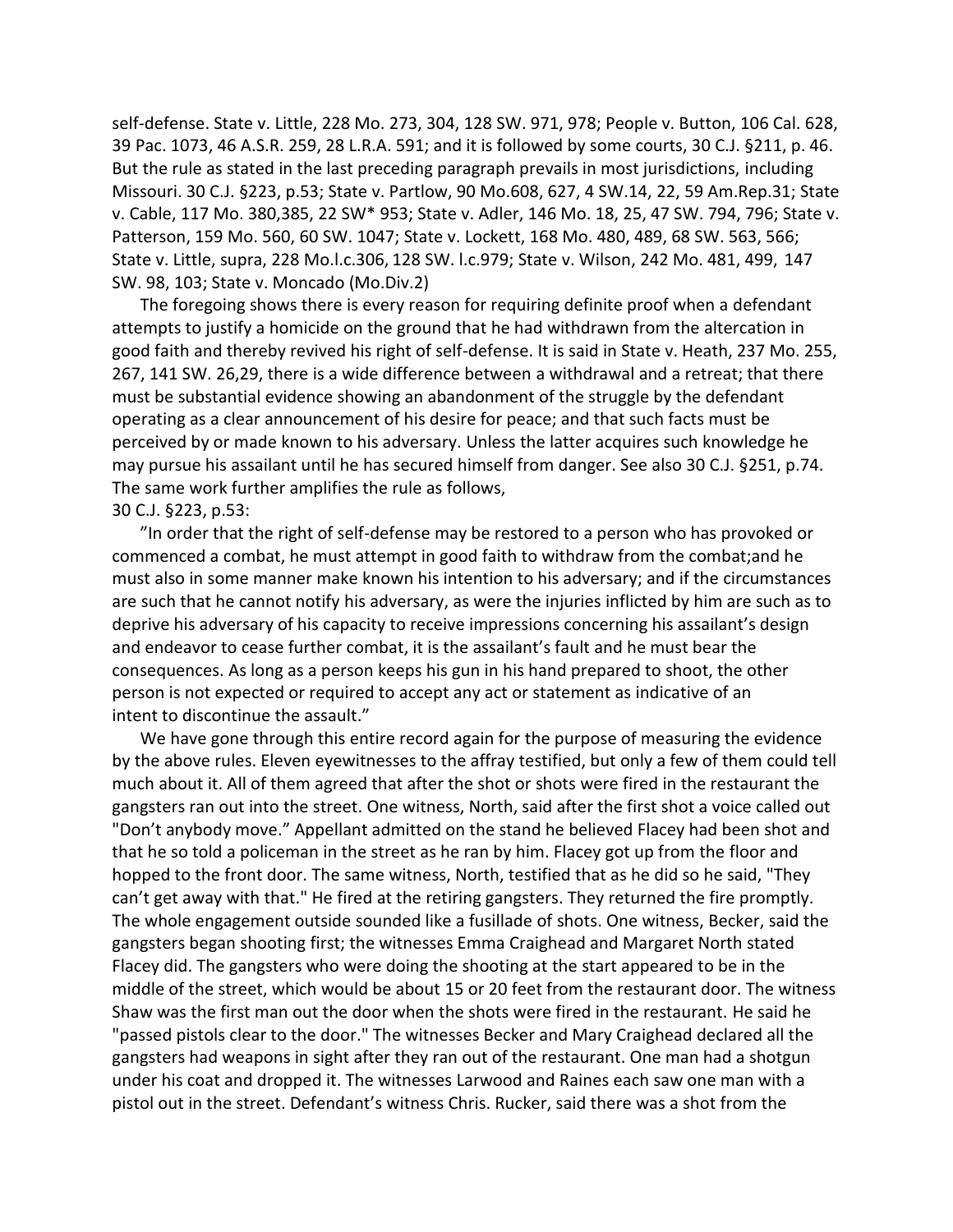self-defense. State v. Little, 228 Mo. 273, 304, 128 SW. 971, 978; People v. Button, 106 Cal. 628, 39 Pac. 1073, 46 A.S.R. 259, 28 L.R.A. 591; and it is followed by some courts, 30 C.J. §211, p. 46. But the rule as stated in the last preceding paragraph prevails in most jurisdictions, including Missouri. 30 C.J. §223, p.53; State v. Partlow, 90 Mo.608, 627, 4 SW.14, 22, 59 Am.Rep.31; State v. Cable, 117 Mo. 380,385, 22 SW* 953; State v. Adler, 146 Mo. 18, 25, 47 SW. 794, 796; State v. Patterson, 159 Mo. 560, 60 SW. 1047; State v. Lockett, 168 Mo. 480, 489, 68 SW. 563, 566; State v. Little, supra, 228 Mo.l.c.306, 128 SW. l.c.979; State v. Wilson, 242 Mo. 481, 499, 147 SW. 98, 103; State v. Moncado (Mo.Div.2)

The foregoing shows there is every reason for requiring definite proof when a defendant attempts to justify a homicide on the ground that he had withdrawn from the altercation in good faith and thereby revived his right of self-defense. It is said in State v. Heath, 237 Mo. 255, 267, 141 SW. 26,29, there is a wide difference between a withdrawal and a retreat; that there must be substantial evidence showing an abandonment of the struggle by the defendant operating as a clear announcement of his desire for peace; and that such facts must be perceived by or made known to his adversary. Unless the latter acquires such knowledge he may pursue his assailant until he has secured himself from danger. See also 30 C.J. §251, p.74. The same work further amplifies the rule as follows,
30 C.J. §223, p.53:

"In order that the right of self-defense may be restored to a person who has provoked or commenced a combat, he must attempt in good faith to withdraw from the combat;and he must also in some manner make known his intention to his adversary; and if the circumstances are such that he cannot notify his adversary, as were the injuries inflicted by him are such as to deprive his adversary of his capacity to receive impressions concerning his assailant's design and endeavor to cease further combat, it is the assailant's fault and he must bear the consequences. As long as a person keeps his gun in his hand prepared to shoot, the other person is not expected or required to accept any act or statement as indicative of an intent to discontinue the assault."

We have gone through this entire record again for the purpose of measuring the evidence by the above rules. Eleven eyewitnesses to the affray testified, but only a few of them could tell much about it. All of them agreed that after the shot or shots were fired in the restaurant the gangsters ran out into the street. One witness, North, said after the first shot a voice called out "Don't anybody move." Appellant admitted on the stand he believed Flacey had been shot and that he so told a policeman in the street as he ran by him. Flacey got up from the floor and hopped to the front door. The same witness, North, testified that as he did so he said, "They can't get away with that." He fired at the retiring gangsters. They returned the fire promptly. The whole engagement outside sounded like a fusillade of shots. One witness, Becker, said the gangsters began shooting first; the witnesses Emma Craighead and Margaret North stated Flacey did. The gangsters who were doing the shooting at the start appeared to be in the middle of the street, which would be about 15 or 20 feet from the restaurant door. The witness Shaw was the first man out the door when the shots were fired in the restaurant. He said he "passed pistols clear to the door." The witnesses Becker and Mary Craighead declared all the gangsters had weapons in sight after they ran out of the restaurant. One man had a shotgun under his coat and dropped it. The witnesses Larwood and Raines each saw one man with a pistol out in the street. Defendant's witness Chris. Rucker, said there was a shot from the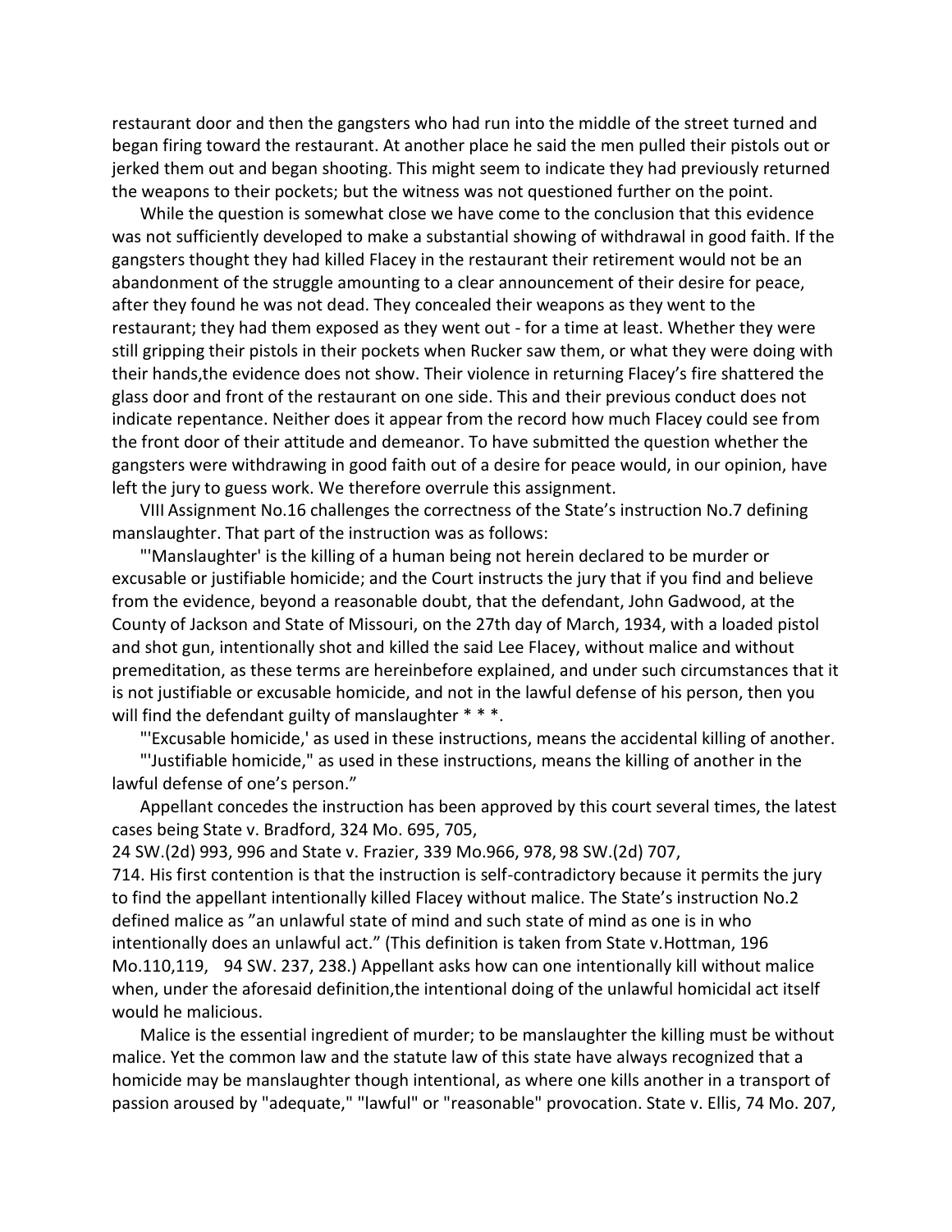restaurant door and then the gangsters who had run into the middle of the street turned and began firing toward the restaurant. At another place he said the men pulled their pistols out or jerked them out and began shooting. This might seem to indicate they had previously returned the weapons to their pockets; but the witness was not questioned further on the point.

While the question is somewhat close we have come to the conclusion that this evidence was not sufficiently developed to make a substantial showing of withdrawal in good faith. If the gangsters thought they had killed Flacey in the restaurant their retirement would not be an abandonment of the struggle amounting to a clear announcement of their desire for peace, after they found he was not dead. They concealed their weapons as they went to the restaurant; they had them exposed as they went out - for a time at least. Whether they were still gripping their pistols in their pockets when Rucker saw them, or what they were doing with their hands,the evidence does not show. Their violence in returning Flacey's fire shattered the glass door and front of the restaurant on one side. This and their previous conduct does not indicate repentance. Neither does it appear from the record how much Flacey could see from the front door of their attitude and demeanor. To have submitted the question whether the gangsters were withdrawing in good faith out of a desire for peace would, in our opinion, have left the jury to guess work. We therefore overrule this assignment.

VIII Assignment No.16 challenges the correctness of the State's instruction No.7 defining manslaughter. That part of the instruction was as follows:

"'Manslaughter' is the killing of a human being not herein declared to be murder or excusable or justifiable homicide; and the Court instructs the jury that if you find and believe from the evidence, beyond a reasonable doubt, that the defendant, John Gadwood, at the County of Jackson and State of Missouri, on the 27th day of March, 1934, with a loaded pistol and shot gun, intentionally shot and killed the said Lee Flacey, without malice and without premeditation, as these terms are hereinbefore explained, and under such circumstances that it is not justifiable or excusable homicide, and not in the lawful defense of his person, then you will find the defendant guilty of manslaughter * * *.

"'Excusable homicide,' as used in these instructions, means the accidental killing of another.

"'Justifiable homicide," as used in these instructions, means the killing of another in the lawful defense of one's person."

Appellant concedes the instruction has been approved by this court several times, the latest cases being State v. Bradford, 324 Mo. 695, 705, 24 SW.(2d) 993, 996 and State v. Frazier, 339 Mo.966, 978, 98 SW.(2d) 707, 714. His first contention is that the instruction is self-contradictory because it permits the jury to find the appellant intentionally killed Flacey without malice. The State's instruction No.2 defined malice as "an unlawful state of mind and such state of mind as one is in who intentionally does an unlawful act." (This definition is taken from State v.Hottman, 196 Mo.110,119, 94 SW. 237, 238.) Appellant asks how can one intentionally kill without malice when, under the aforesaid definition,the intentional doing of the unlawful homicidal act itself would he malicious.

Malice is the essential ingredient of murder; to be manslaughter the killing must be without malice. Yet the common law and the statute law of this state have always recognized that a homicide may be manslaughter though intentional, as where one kills another in a transport of passion aroused by "adequate," "lawful" or "reasonable" provocation. State v. Ellis, 74 Mo. 207,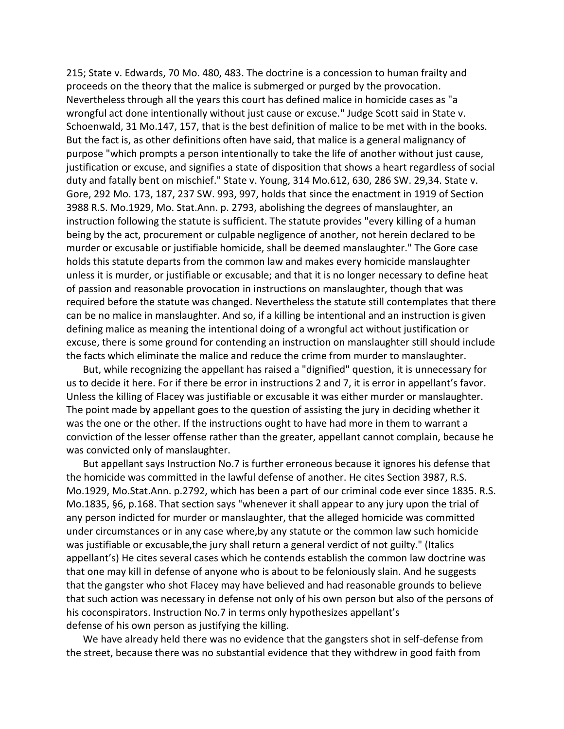215; State v. Edwards, 70 Mo. 480, 483. The doctrine is a concession to human frailty and proceeds on the theory that the malice is submerged or purged by the provocation. Nevertheless through all the years this court has defined malice in homicide cases as "a wrongful act done intentionally without just cause or excuse." Judge Scott said in State v. Schoenwald, 31 Mo.147, 157, that is the best definition of malice to be met with in the books. But the fact is, as other definitions often have said, that malice is a general malignancy of purpose "which prompts a person intentionally to take the life of another without just cause, justification or excuse, and signifies a state of disposition that shows a heart regardless of social duty and fatally bent on mischief." State v. Young, 314 Mo.612, 630, 286 SW. 29,34. State v. Gore, 292 Mo. 173, 187, 237 SW. 993, 997, holds that since the enactment in 1919 of Section 3988 R.S. Mo.1929, Mo. Stat.Ann. p. 2793, abolishing the degrees of manslaughter, an instruction following the statute is sufficient. The statute provides "every killing of a human being by the act, procurement or culpable negligence of another, not herein declared to be murder or excusable or justifiable homicide, shall be deemed manslaughter." The Gore case holds this statute departs from the common law and makes every homicide manslaughter unless it is murder, or justifiable or excusable; and that it is no longer necessary to define heat of passion and reasonable provocation in instructions on manslaughter, though that was required before the statute was changed. Nevertheless the statute still contemplates that there can be no malice in manslaughter. And so, if a killing be intentional and an instruction is given defining malice as meaning the intentional doing of a wrongful act without justification or excuse, there is some ground for contending an instruction on manslaughter still should include the facts which eliminate the malice and reduce the crime from murder to manslaughter.

But, while recognizing the appellant has raised a "dignified" question, it is unnecessary for us to decide it here. For if there be error in instructions 2 and 7, it is error in appellant's favor. Unless the killing of Flacey was justifiable or excusable it was either murder or manslaughter. The point made by appellant goes to the question of assisting the jury in deciding whether it was the one or the other. If the instructions ought to have had more in them to warrant a conviction of the lesser offense rather than the greater, appellant cannot complain, because he was convicted only of manslaughter.

But appellant says Instruction No.7 is further erroneous because it ignores his defense that the homicide was committed in the lawful defense of another. He cites Section 3987, R.S. Mo.1929, Mo.Stat.Ann. p.2792, which has been a part of our criminal code ever since 1835. R.S. Mo.1835, §6, p.168. That section says "whenever it shall appear to any jury upon the trial of any person indicted for murder or manslaughter, that the alleged homicide was committed under circumstances or in any case where,by any statute or the common law such homicide was justifiable or excusable,the jury shall return a general verdict of not guilty." (Italics appellant's) He cites several cases which he contends establish the common law doctrine was that one may kill in defense of anyone who is about to be feloniously slain. And he suggests that the gangster who shot Flacey may have believed and had reasonable grounds to believe that such action was necessary in defense not only of his own person but also of the persons of his coconspirators. Instruction No.7 in terms only hypothesizes appellant's defense of his own person as justifying the killing.

We have already held there was no evidence that the gangsters shot in self-defense from the street, because there was no substantial evidence that they withdrew in good faith from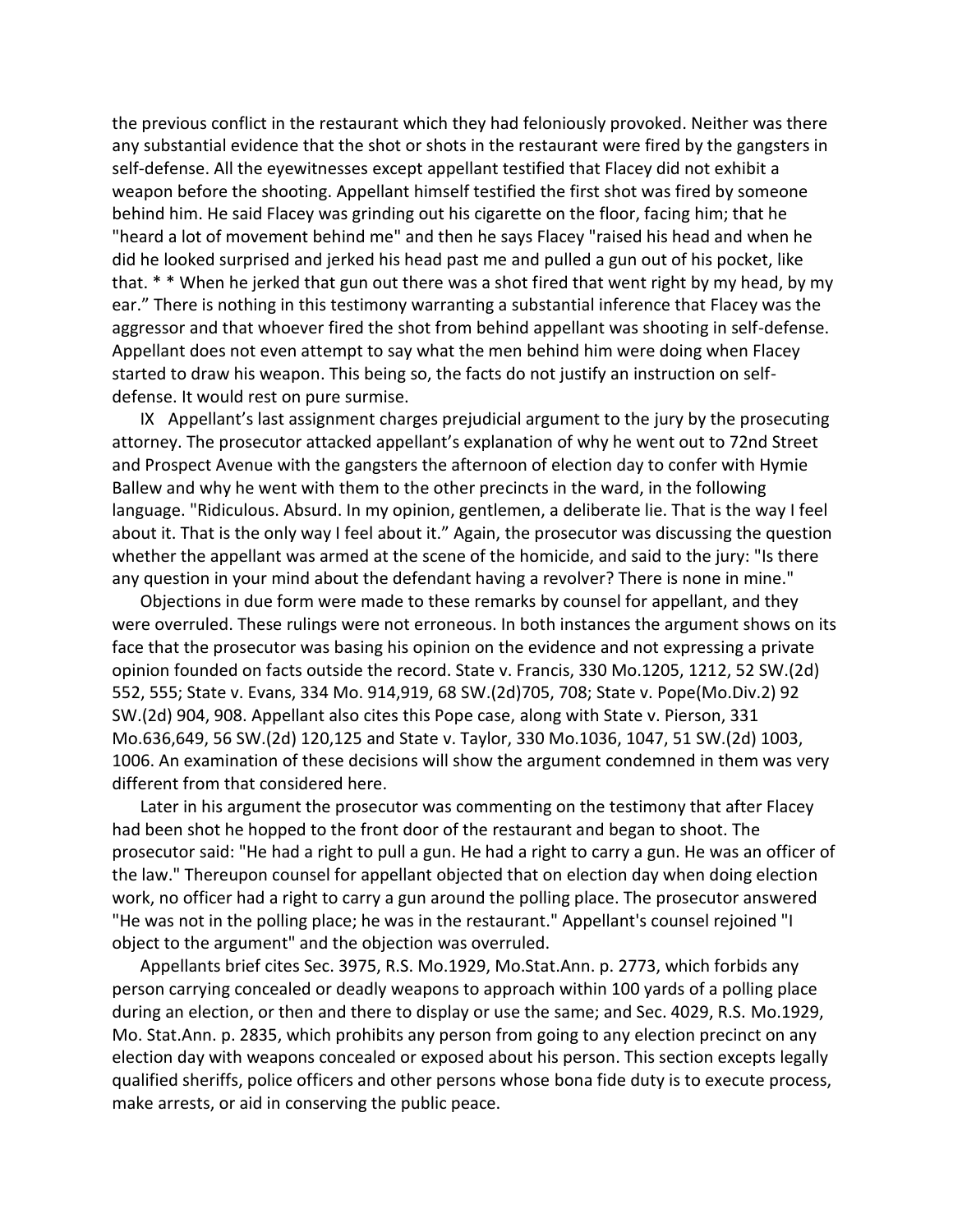the previous conflict in the restaurant which they had feloniously provoked. Neither was there any substantial evidence that the shot or shots in the restaurant were fired by the gangsters in self-defense. All the eyewitnesses except appellant testified that Flacey did not exhibit a weapon before the shooting. Appellant himself testified the first shot was fired by someone behind him. He said Flacey was grinding out his cigarette on the floor, facing him; that he "heard a lot of movement behind me" and then he says Flacey "raised his head and when he did he looked surprised and jerked his head past me and pulled a gun out of his pocket, like that. * * When he jerked that gun out there was a shot fired that went right by my head, by my ear." There is nothing in this testimony warranting a substantial inference that Flacey was the aggressor and that whoever fired the shot from behind appellant was shooting in self-defense. Appellant does not even attempt to say what the men behind him were doing when Flacey started to draw his weapon. This being so, the facts do not justify an instruction on self-defense. It would rest on pure surmise.

IX Appellant's last assignment charges prejudicial argument to the jury by the prosecuting attorney. The prosecutor attacked appellant's explanation of why he went out to 72nd Street and Prospect Avenue with the gangsters the afternoon of election day to confer with Hymie Ballew and why he went with them to the other precincts in the ward, in the following language. "Ridiculous. Absurd. In my opinion, gentlemen, a deliberate lie. That is the way I feel about it. That is the only way I feel about it." Again, the prosecutor was discussing the question whether the appellant was armed at the scene of the homicide, and said to the jury: "Is there any question in your mind about the defendant having a revolver? There is none in mine."

Objections in due form were made to these remarks by counsel for appellant, and they were overruled. These rulings were not erroneous. In both instances the argument shows on its face that the prosecutor was basing his opinion on the evidence and not expressing a private opinion founded on facts outside the record. State v. Francis, 330 Mo.1205, 1212, 52 SW.(2d) 552, 555; State v. Evans, 334 Mo. 914,919, 68 SW.(2d)705, 708; State v. Pope(Mo.Div.2) 92 SW.(2d) 904, 908. Appellant also cites this Pope case, along with State v. Pierson, 331 Mo.636,649, 56 SW.(2d) 120,125 and State v. Taylor, 330 Mo.1036, 1047, 51 SW.(2d) 1003, 1006. An examination of these decisions will show the argument condemned in them was very different from that considered here.

Later in his argument the prosecutor was commenting on the testimony that after Flacey had been shot he hopped to the front door of the restaurant and began to shoot. The prosecutor said: "He had a right to pull a gun. He had a right to carry a gun. He was an officer of the law." Thereupon counsel for appellant objected that on election day when doing election work, no officer had a right to carry a gun around the polling place. The prosecutor answered "He was not in the polling place; he was in the restaurant." Appellant's counsel rejoined "I object to the argument" and the objection was overruled.

Appellants brief cites Sec. 3975, R.S. Mo.1929, Mo.Stat.Ann. p. 2773, which forbids any person carrying concealed or deadly weapons to approach within 100 yards of a polling place during an election, or then and there to display or use the same; and Sec. 4029, R.S. Mo.1929, Mo. Stat.Ann. p. 2835, which prohibits any person from going to any election precinct on any election day with weapons concealed or exposed about his person. This section excepts legally qualified sheriffs, police officers and other persons whose bona fide duty is to execute process, make arrests, or aid in conserving the public peace.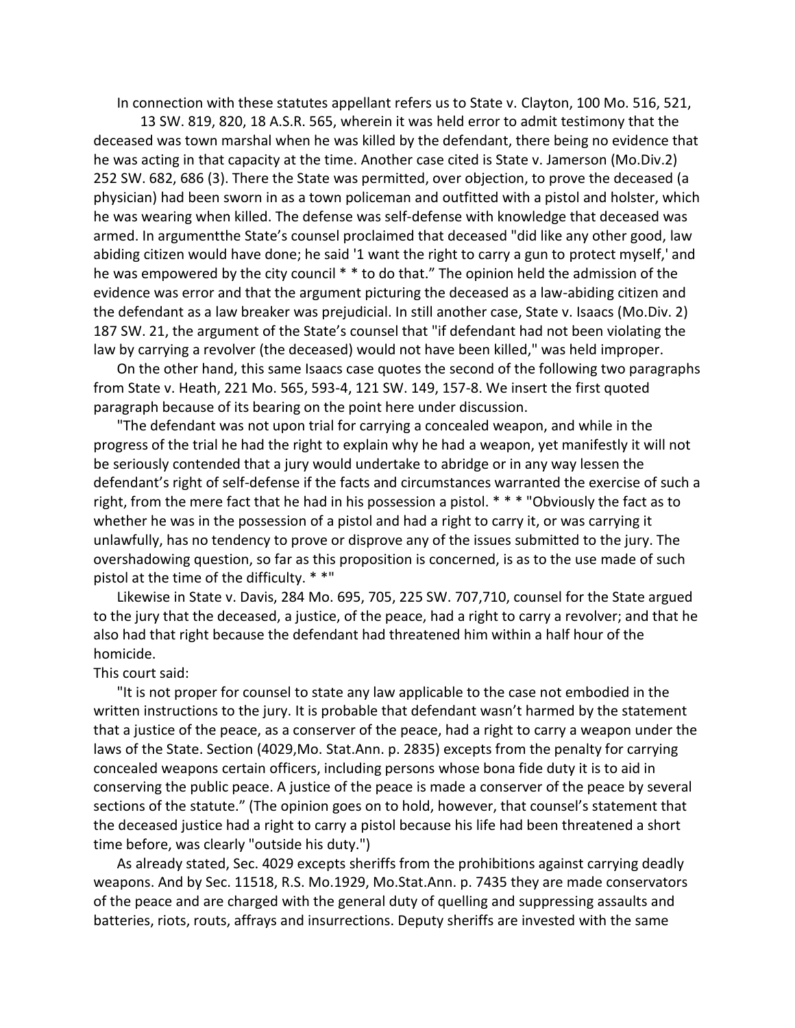In connection with these statutes appellant refers us to State v. Clayton, 100 Mo. 516, 521, 13 SW. 819, 820, 18 A.S.R. 565, wherein it was held error to admit testimony that the deceased was town marshal when he was killed by the defendant, there being no evidence that he was acting in that capacity at the time. Another case cited is State v. Jamerson (Mo.Div.2) 252 SW. 682, 686 (3). There the State was permitted, over objection, to prove the deceased (a physician) had been sworn in as a town policeman and outfitted with a pistol and holster, which he was wearing when killed. The defense was self-defense with knowledge that deceased was armed. In argumentthe State's counsel proclaimed that deceased "did like any other good, law abiding citizen would have done; he said '1 want the right to carry a gun to protect myself,' and he was empowered by the city council * * to do that." The opinion held the admission of the evidence was error and that the argument picturing the deceased as a law-abiding citizen and the defendant as a law breaker was prejudicial. In still another case, State v. Isaacs (Mo.Div. 2) 187 SW. 21, the argument of the State's counsel that "if defendant had not been violating the law by carrying a revolver (the deceased) would not have been killed," was held improper.

On the other hand, this same Isaacs case quotes the second of the following two paragraphs from State v. Heath, 221 Mo. 565, 593-4, 121 SW. 149, 157-8. We insert the first quoted paragraph because of its bearing on the point here under discussion.

"The defendant was not upon trial for carrying a concealed weapon, and while in the progress of the trial he had the right to explain why he had a weapon, yet manifestly it will not be seriously contended that a jury would undertake to abridge or in any way lessen the defendant's right of self-defense if the facts and circumstances warranted the exercise of such a right, from the mere fact that he had in his possession a pistol. * * * "Obviously the fact as to whether he was in the possession of a pistol and had a right to carry it, or was carrying it unlawfully, has no tendency to prove or disprove any of the issues submitted to the jury. The overshadowing question, so far as this proposition is concerned, is as to the use made of such pistol at the time of the difficulty. * *"

Likewise in State v. Davis, 284 Mo. 695, 705, 225 SW. 707,710, counsel for the State argued to the jury that the deceased, a justice, of the peace, had a right to carry a revolver; and that he also had that right because the defendant had threatened him within a half hour of the homicide.

This court said:

"It is not proper for counsel to state any law applicable to the case not embodied in the written instructions to the jury. It is probable that defendant wasn't harmed by the statement that a justice of the peace, as a conserver of the peace, had a right to carry a weapon under the laws of the State. Section (4029,Mo. Stat.Ann. p. 2835) excepts from the penalty for carrying concealed weapons certain officers, including persons whose bona fide duty it is to aid in conserving the public peace. A justice of the peace is made a conserver of the peace by several sections of the statute." (The opinion goes on to hold, however, that counsel's statement that the deceased justice had a right to carry a pistol because his life had been threatened a short time before, was clearly "outside his duty.")

As already stated, Sec. 4029 excepts sheriffs from the prohibitions against carrying deadly weapons. And by Sec. 11518, R.S. Mo.1929, Mo.Stat.Ann. p. 7435 they are made conservators of the peace and are charged with the general duty of quelling and suppressing assaults and batteries, riots, routs, affrays and insurrections. Deputy sheriffs are invested with the same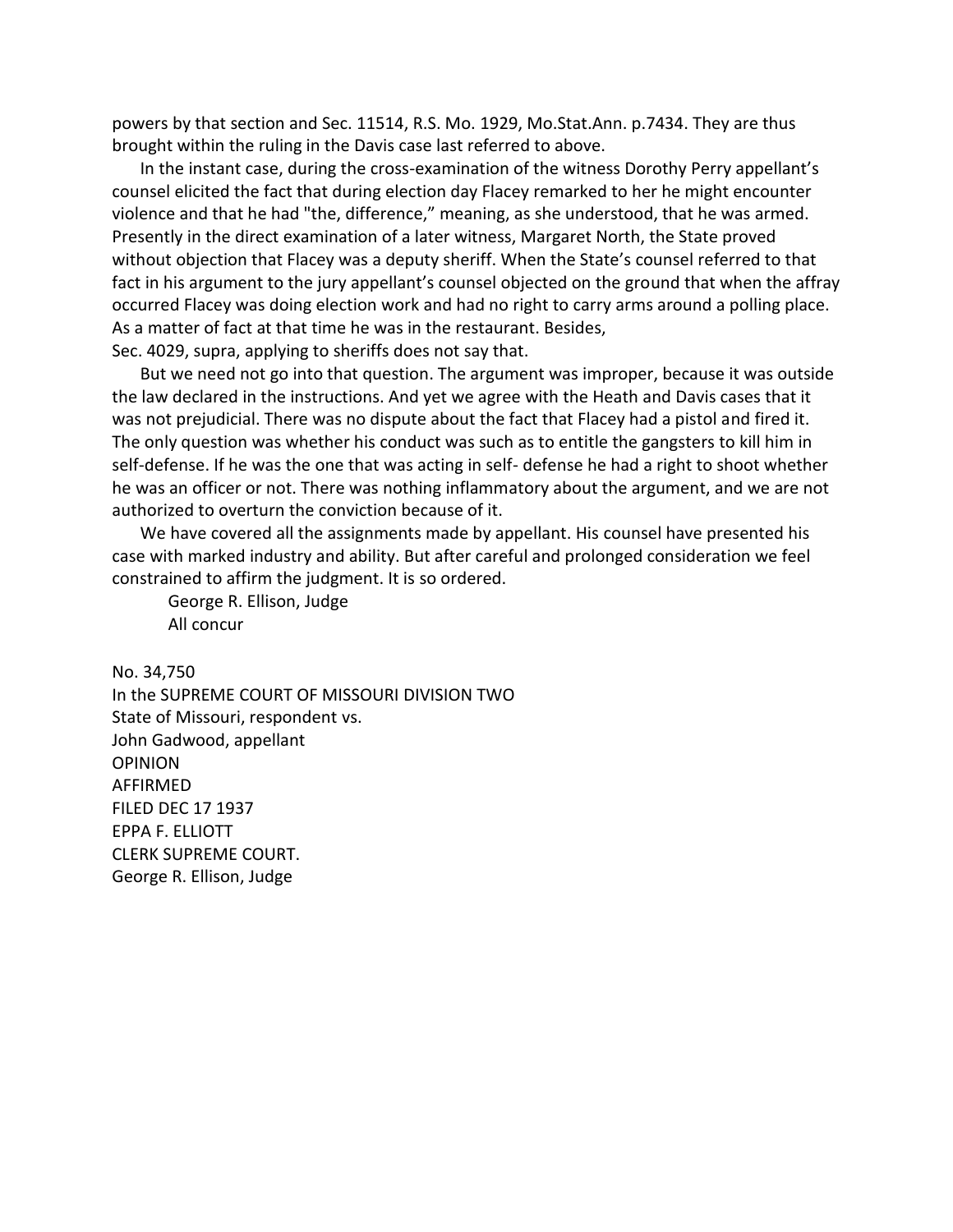powers by that section and Sec. 11514, R.S. Mo. 1929, Mo.Stat.Ann. p.7434. They are thus brought within the ruling in the Davis case last referred to above.

In the instant case, during the cross-examination of the witness Dorothy Perry appellant's counsel elicited the fact that during election day Flacey remarked to her he might encounter violence and that he had "the, difference," meaning, as she understood, that he was armed. Presently in the direct examination of a later witness, Margaret North, the State proved without objection that Flacey was a deputy sheriff. When the State's counsel referred to that fact in his argument to the jury appellant's counsel objected on the ground that when the affray occurred Flacey was doing election work and had no right to carry arms around a polling place. As a matter of fact at that time he was in the restaurant. Besides, Sec. 4029, supra, applying to sheriffs does not say that.

But we need not go into that question. The argument was improper, because it was outside the law declared in the instructions. And yet we agree with the Heath and Davis cases that it was not prejudicial. There was no dispute about the fact that Flacey had a pistol and fired it. The only question was whether his conduct was such as to entitle the gangsters to kill him in self-defense. If he was the one that was acting in self- defense he had a right to shoot whether he was an officer or not. There was nothing inflammatory about the argument, and we are not authorized to overturn the conviction because of it.

We have covered all the assignments made by appellant. His counsel have presented his case with marked industry and ability. But after careful and prolonged consideration we feel constrained to affirm the judgment. It is so ordered.

George R. Ellison, Judge
All concur

No. 34,750
In the SUPREME COURT OF MISSOURI DIVISION TWO
State of Missouri, respondent vs.
John Gadwood, appellant
OPINION
AFFIRMED
FILED DEC 17 1937
EPPA F. ELLIOTT
CLERK SUPREME COURT.
George R. Ellison, Judge